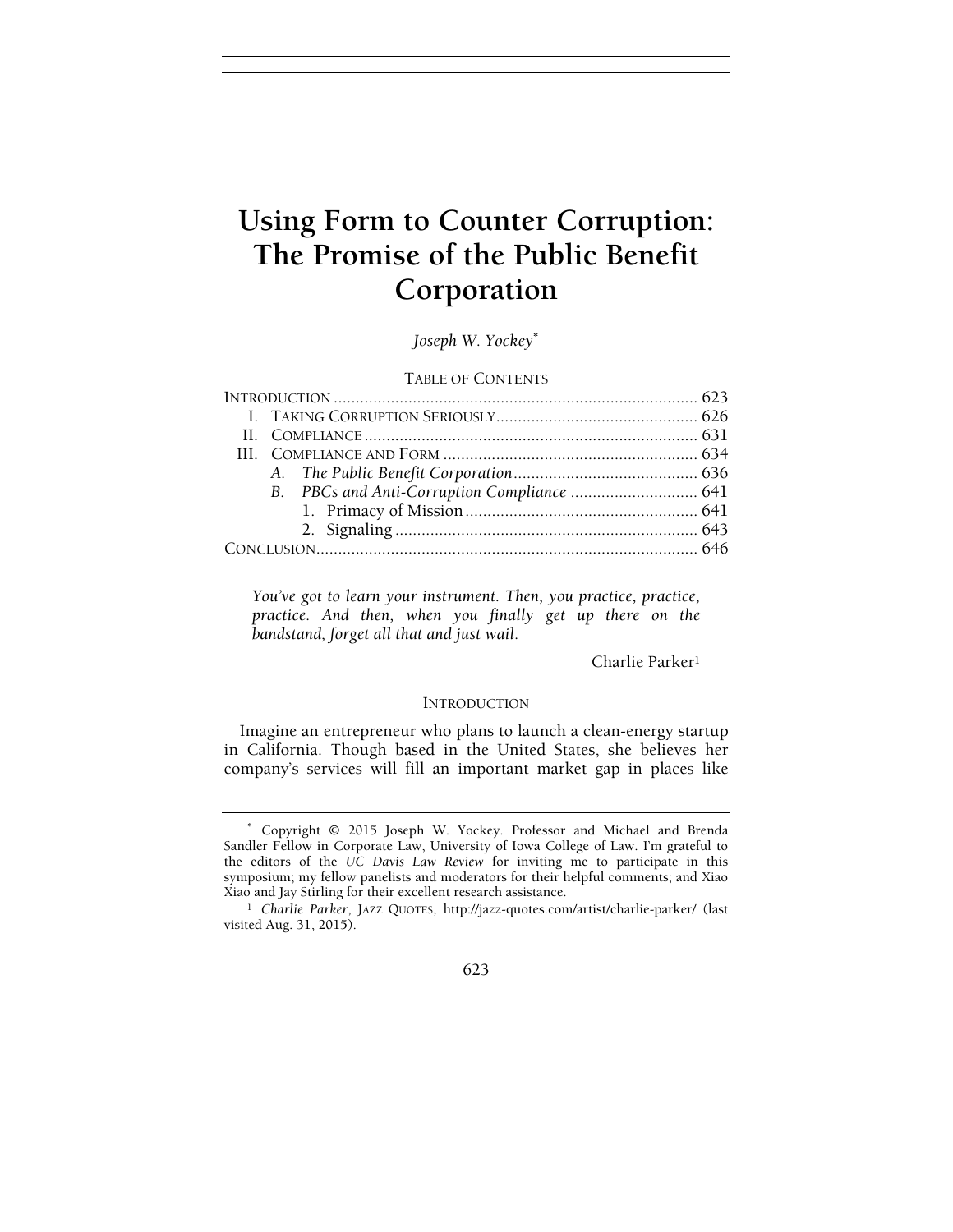# Using Form to Counter Corruption: The Promise of the Public Benefit Corporation

*Joseph W. Yockey*[*]

TABLE OF CONTENTS

| | |
|---|---|
| INTRODUCTION | 623 |
| I. TAKING CORRUPTION SERIOUSLY | 626 |
| II. COMPLIANCE | 631 |
| III. COMPLIANCE AND FORM | 634 |
| *A. The Public Benefit Corporation* | 636 |
| *B. PBCs and Anti-Corruption Compliance* | 641 |
| 1. Primacy of Mission | 641 |
| 2. Signaling | 643 |
| CONCLUSION | 646 |

> *You've got to learn your instrument. Then, you practice, practice, practice. And then, when you finally get up there on the bandstand, forget all that and just wail.*
>
> Charlie Parker[1]

## INTRODUCTION

Imagine an entrepreneur who plans to launch a clean-energy startup in California. Though based in the United States, she believes her company's services will fill an important market gap in places like

---

[*] Copyright © 2015 Joseph W. Yockey. Professor and Michael and Brenda Sandler Fellow in Corporate Law, University of Iowa College of Law. I'm grateful to the editors of the *UC Davis Law Review* for inviting me to participate in this symposium; my fellow panelists and moderators for their helpful comments; and Xiao Xiao and Jay Stirling for their excellent research assistance.

[1] *Charlie Parker*, JAZZ QUOTES, http://jazz-quotes.com/artist/charlie-parker/ (last visited Aug. 31, 2015).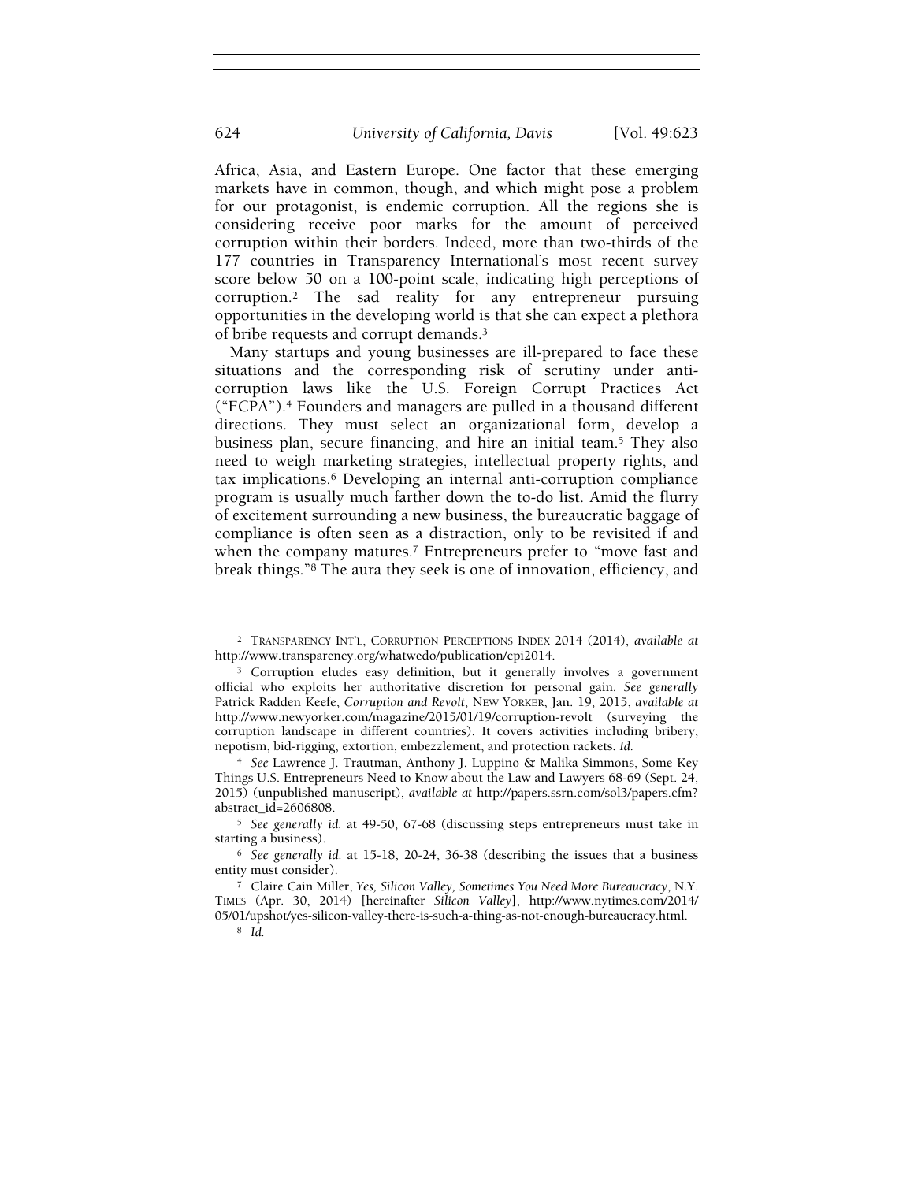Africa, Asia, and Eastern Europe. One factor that these emerging markets have in common, though, and which might pose a problem for our protagonist, is endemic corruption. All the regions she is considering receive poor marks for the amount of perceived corruption within their borders. Indeed, more than two-thirds of the 177 countries in Transparency International's most recent survey score below 50 on a 100-point scale, indicating high perceptions of corruption.[2] The sad reality for any entrepreneur pursuing opportunities in the developing world is that she can expect a plethora of bribe requests and corrupt demands.[3]

Many startups and young businesses are ill-prepared to face these situations and the corresponding risk of scrutiny under anti-corruption laws like the U.S. Foreign Corrupt Practices Act ("FCPA").[4] Founders and managers are pulled in a thousand different directions. They must select an organizational form, develop a business plan, secure financing, and hire an initial team.[5] They also need to weigh marketing strategies, intellectual property rights, and tax implications.[6] Developing an internal anti-corruption compliance program is usually much farther down the to-do list. Amid the flurry of excitement surrounding a new business, the bureaucratic baggage of compliance is often seen as a distraction, only to be revisited if and when the company matures.[7] Entrepreneurs prefer to "move fast and break things."[8] The aura they seek is one of innovation, efficiency, and

---

[2] TRANSPARENCY INT'L, CORRUPTION PERCEPTIONS INDEX 2014 (2014), *available at* http://www.transparency.org/whatwedo/publication/cpi2014.

[3] Corruption eludes easy definition, but it generally involves a government official who exploits her authoritative discretion for personal gain. *See generally* Patrick Radden Keefe, *Corruption and Revolt*, NEW YORKER, Jan. 19, 2015, *available at* http://www.newyorker.com/magazine/2015/01/19/corruption-revolt (surveying the corruption landscape in different countries). It covers activities including bribery, nepotism, bid-rigging, extortion, embezzlement, and protection rackets. *Id.*

[4] *See* Lawrence J. Trautman, Anthony J. Luppino & Malika Simmons, Some Key Things U.S. Entrepreneurs Need to Know about the Law and Lawyers 68-69 (Sept. 24, 2015) (unpublished manuscript), *available at* http://papers.ssrn.com/sol3/papers.cfm?abstract_id=2606808.

[5] *See generally id.* at 49-50, 67-68 (discussing steps entrepreneurs must take in starting a business).

[6] *See generally id.* at 15-18, 20-24, 36-38 (describing the issues that a business entity must consider).

[7] Claire Cain Miller, *Yes, Silicon Valley, Sometimes You Need More Bureaucracy*, N.Y. TIMES (Apr. 30, 2014) [hereinafter *Silicon Valley*], http://www.nytimes.com/2014/05/01/upshot/yes-silicon-valley-there-is-such-a-thing-as-not-enough-bureaucracy.html.

[8] *Id.*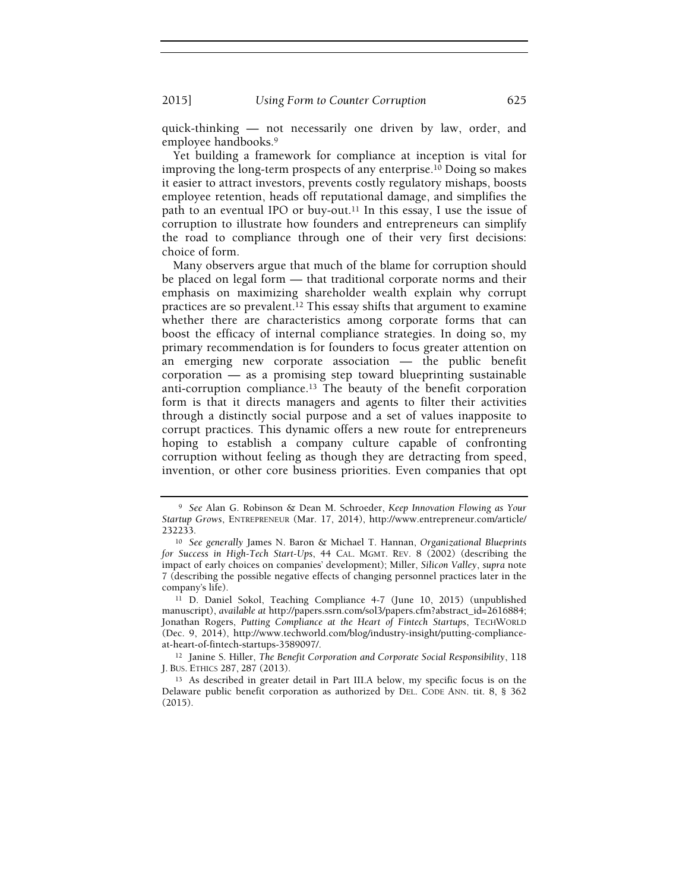quick-thinking — not necessarily one driven by law, order, and employee handbooks.[9]

Yet building a framework for compliance at inception is vital for improving the long-term prospects of any enterprise.[10] Doing so makes it easier to attract investors, prevents costly regulatory mishaps, boosts employee retention, heads off reputational damage, and simplifies the path to an eventual IPO or buy-out.[11] In this essay, I use the issue of corruption to illustrate how founders and entrepreneurs can simplify the road to compliance through one of their very first decisions: choice of form.

Many observers argue that much of the blame for corruption should be placed on legal form — that traditional corporate norms and their emphasis on maximizing shareholder wealth explain why corrupt practices are so prevalent.[12] This essay shifts that argument to examine whether there are characteristics among corporate forms that can boost the efficacy of internal compliance strategies. In doing so, my primary recommendation is for founders to focus greater attention on an emerging new corporate association — the public benefit corporation — as a promising step toward blueprinting sustainable anti-corruption compliance.[13] The beauty of the benefit corporation form is that it directs managers and agents to filter their activities through a distinctly social purpose and a set of values inapposite to corrupt practices. This dynamic offers a new route for entrepreneurs hoping to establish a company culture capable of confronting corruption without feeling as though they are detracting from speed, invention, or other core business priorities. Even companies that opt

---

[9] *See* Alan G. Robinson & Dean M. Schroeder, *Keep Innovation Flowing as Your Startup Grows*, ENTREPRENEUR (Mar. 17, 2014), http://www.entrepreneur.com/article/232233.

[10] *See generally* James N. Baron & Michael T. Hannan, *Organizational Blueprints for Success in High-Tech Start-Ups*, 44 CAL. MGMT. REV. 8 (2002) (describing the impact of early choices on companies' development); Miller, *Silicon Valley*, *supra* note 7 (describing the possible negative effects of changing personnel practices later in the company's life).

[11] D. Daniel Sokol, Teaching Compliance 4-7 (June 10, 2015) (unpublished manuscript), *available at* http://papers.ssrn.com/sol3/papers.cfm?abstract_id=2616884; Jonathan Rogers, *Putting Compliance at the Heart of Fintech Startups*, TECHWORLD (Dec. 9, 2014), http://www.techworld.com/blog/industry-insight/putting-compliance-at-heart-of-fintech-startups-3589097/.

[12] Janine S. Hiller, *The Benefit Corporation and Corporate Social Responsibility*, 118 J. BUS. ETHICS 287, 287 (2013).

[13] As described in greater detail in Part III.A below, my specific focus is on the Delaware public benefit corporation as authorized by DEL. CODE ANN. tit. 8, § 362 (2015).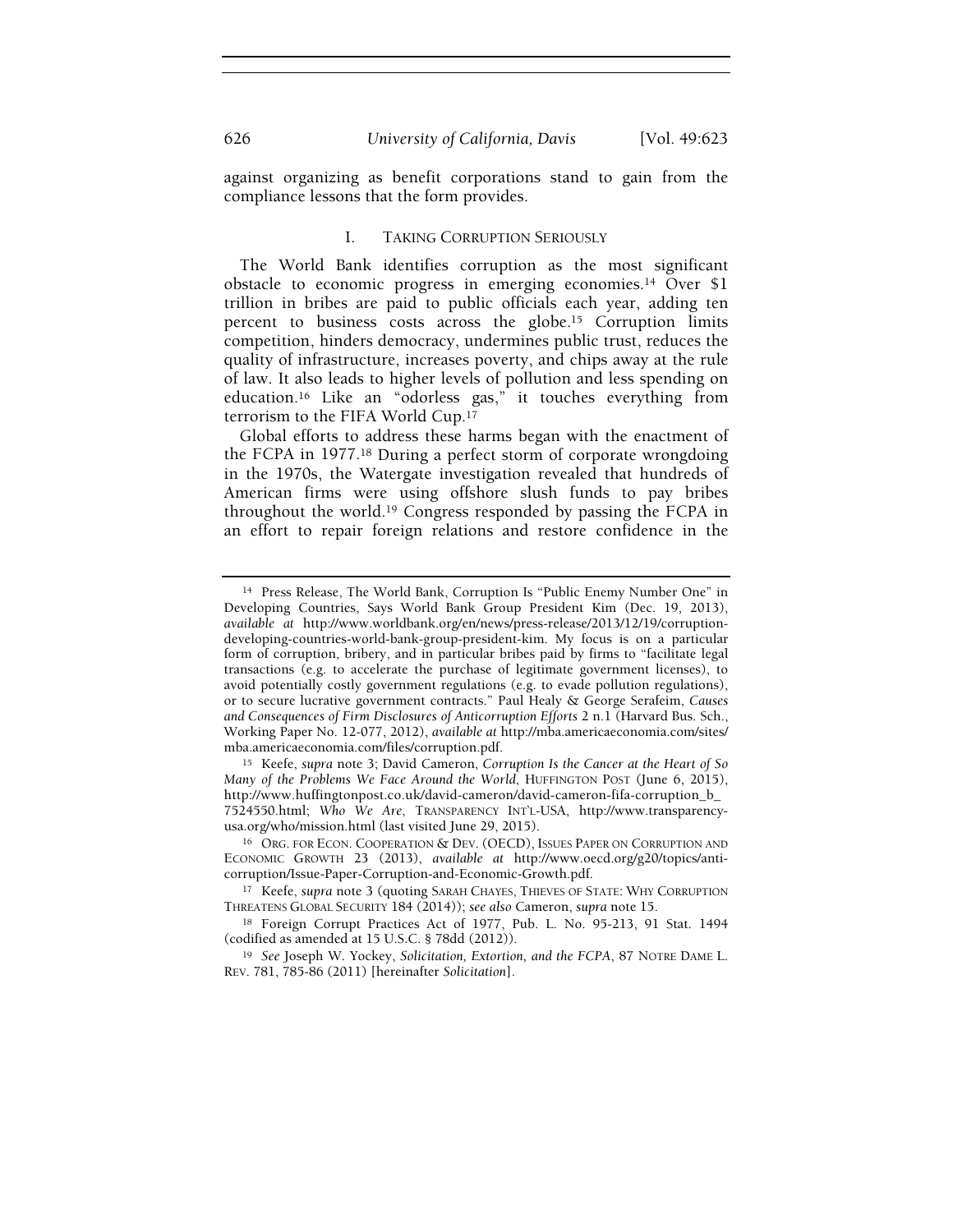against organizing as benefit corporations stand to gain from the compliance lessons that the form provides.

## I. TAKING CORRUPTION SERIOUSLY

The World Bank identifies corruption as the most significant obstacle to economic progress in emerging economies.[14] Over $1 trillion in bribes are paid to public officials each year, adding ten percent to business costs across the globe.[15] Corruption limits competition, hinders democracy, undermines public trust, reduces the quality of infrastructure, increases poverty, and chips away at the rule of law. It also leads to higher levels of pollution and less spending on education.[16] Like an "odorless gas," it touches everything from terrorism to the FIFA World Cup.[17]

Global efforts to address these harms began with the enactment of the FCPA in 1977.[18] During a perfect storm of corporate wrongdoing in the 1970s, the Watergate investigation revealed that hundreds of American firms were using offshore slush funds to pay bribes throughout the world.[19] Congress responded by passing the FCPA in an effort to repair foreign relations and restore confidence in the

---

[14] Press Release, The World Bank, Corruption Is "Public Enemy Number One" in Developing Countries, Says World Bank Group President Kim (Dec. 19, 2013), *available at* http://www.worldbank.org/en/news/press-release/2013/12/19/corruption-developing-countries-world-bank-group-president-kim. My focus is on a particular form of corruption, bribery, and in particular bribes paid by firms to "facilitate legal transactions (e.g. to accelerate the purchase of legitimate government licenses), to avoid potentially costly government regulations (e.g. to evade pollution regulations), or to secure lucrative government contracts." Paul Healy & George Serafeim, *Causes and Consequences of Firm Disclosures of Anticorruption Efforts* 2 n.1 (Harvard Bus. Sch., Working Paper No. 12-077, 2012), *available at* http://mba.americaeconomia.com/sites/mba.americaeconomia.com/files/corruption.pdf.

[15] Keefe, *supra* note 3; David Cameron, *Corruption Is the Cancer at the Heart of So Many of the Problems We Face Around the World*, HUFFINGTON POST (June 6, 2015), http://www.huffingtonpost.co.uk/david-cameron/david-cameron-fifa-corruption_b_7524550.html; *Who We Are*, TRANSPARENCY INT'L-USA, http://www.transparency-usa.org/who/mission.html (last visited June 29, 2015).

[16] ORG. FOR ECON. COOPERATION & DEV. (OECD), ISSUES PAPER ON CORRUPTION AND ECONOMIC GROWTH 23 (2013), *available at* http://www.oecd.org/g20/topics/anti-corruption/Issue-Paper-Corruption-and-Economic-Growth.pdf.

[17] Keefe, *supra* note 3 (quoting SARAH CHAYES, THIEVES OF STATE: WHY CORRUPTION THREATENS GLOBAL SECURITY 184 (2014)); *see also* Cameron, *supra* note 15.

[18] Foreign Corrupt Practices Act of 1977, Pub. L. No. 95-213, 91 Stat. 1494 (codified as amended at 15 U.S.C. § 78dd (2012)).

[19] *See* Joseph W. Yockey, *Solicitation, Extortion, and the FCPA*, 87 NOTRE DAME L. REV. 781, 785-86 (2011) [hereinafter *Solicitation*].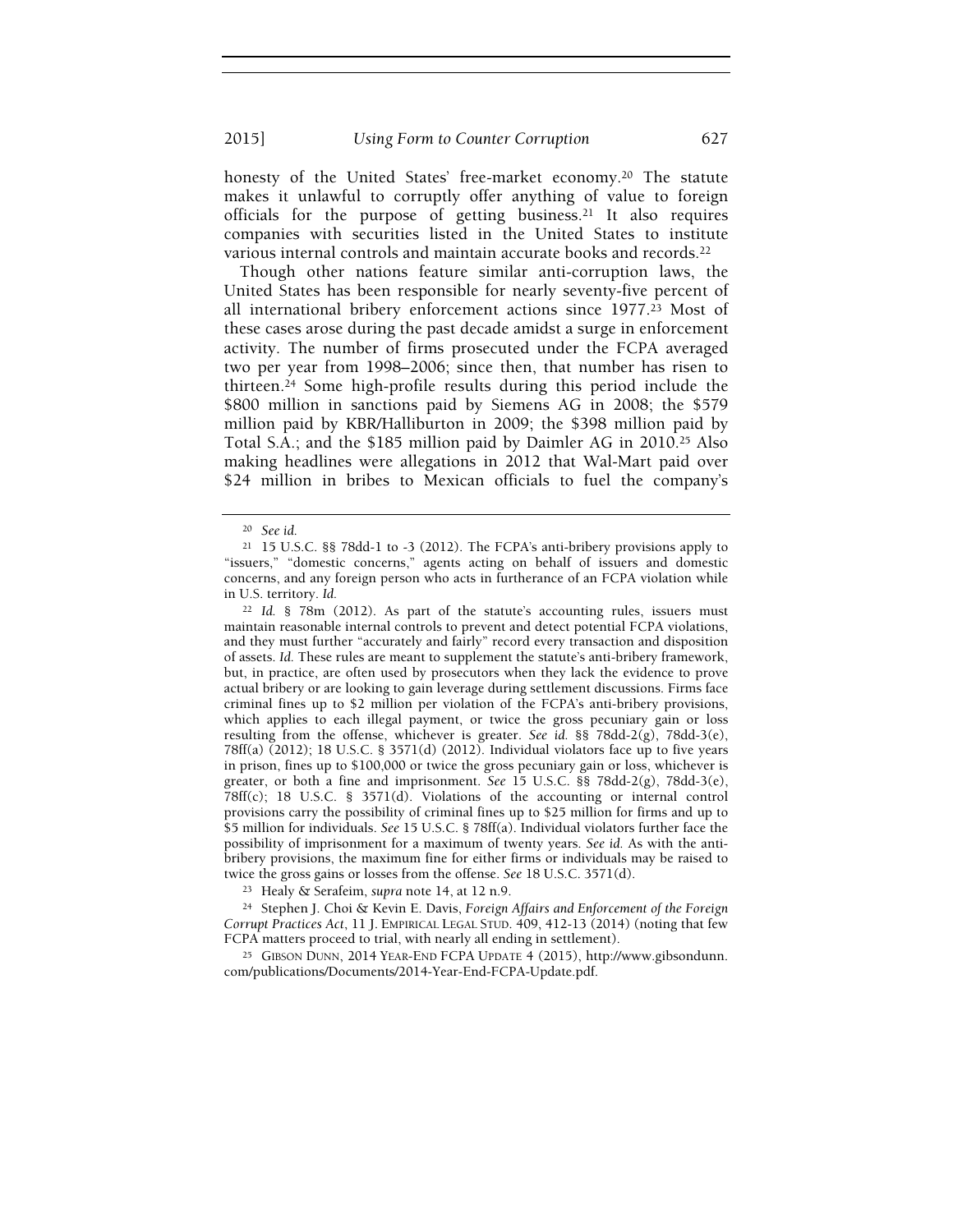honesty of the United States' free-market economy.[20] The statute makes it unlawful to corruptly offer anything of value to foreign officials for the purpose of getting business.[21] It also requires companies with securities listed in the United States to institute various internal controls and maintain accurate books and records.[22]

Though other nations feature similar anti-corruption laws, the United States has been responsible for nearly seventy-five percent of all international bribery enforcement actions since 1977.[23] Most of these cases arose during the past decade amidst a surge in enforcement activity. The number of firms prosecuted under the FCPA averaged two per year from 1998–2006; since then, that number has risen to thirteen.[24] Some high-profile results during this period include the \$800 million in sanctions paid by Siemens AG in 2008; the \$579 million paid by KBR/Halliburton in 2009; the \$398 million paid by Total S.A.; and the \$185 million paid by Daimler AG in 2010.[25] Also making headlines were allegations in 2012 that Wal-Mart paid over \$24 million in bribes to Mexican officials to fuel the company's

---

[20] *See id.*

[21] 15 U.S.C. §§ 78dd-1 to -3 (2012). The FCPA's anti-bribery provisions apply to "issuers," "domestic concerns," agents acting on behalf of issuers and domestic concerns, and any foreign person who acts in furtherance of an FCPA violation while in U.S. territory. *Id.*

[22] *Id.* § 78m (2012). As part of the statute's accounting rules, issuers must maintain reasonable internal controls to prevent and detect potential FCPA violations, and they must further "accurately and fairly" record every transaction and disposition of assets. *Id.* These rules are meant to supplement the statute's anti-bribery framework, but, in practice, are often used by prosecutors when they lack the evidence to prove actual bribery or are looking to gain leverage during settlement discussions. Firms face criminal fines up to \$2 million per violation of the FCPA's anti-bribery provisions, which applies to each illegal payment, or twice the gross pecuniary gain or loss resulting from the offense, whichever is greater. *See id.* §§ 78dd-2(g), 78dd-3(e), 78ff(a) (2012); 18 U.S.C. § 3571(d) (2012). Individual violators face up to five years in prison, fines up to \$100,000 or twice the gross pecuniary gain or loss, whichever is greater, or both a fine and imprisonment. *See* 15 U.S.C. §§ 78dd-2(g), 78dd-3(e), 78ff(c); 18 U.S.C. § 3571(d). Violations of the accounting or internal control provisions carry the possibility of criminal fines up to \$25 million for firms and up to \$5 million for individuals. *See* 15 U.S.C. § 78ff(a). Individual violators further face the possibility of imprisonment for a maximum of twenty years. *See id.* As with the anti-bribery provisions, the maximum fine for either firms or individuals may be raised to twice the gross gains or losses from the offense. *See* 18 U.S.C. 3571(d).

[23] Healy & Serafeim, *supra* note 14, at 12 n.9.

[24] Stephen J. Choi & Kevin E. Davis, *Foreign Affairs and Enforcement of the Foreign Corrupt Practices Act*, 11 J. EMPIRICAL LEGAL STUD. 409, 412-13 (2014) (noting that few FCPA matters proceed to trial, with nearly all ending in settlement).

[25] GIBSON DUNN, 2014 YEAR-END FCPA UPDATE 4 (2015), http://www.gibsondunn.com/publications/Documents/2014-Year-End-FCPA-Update.pdf.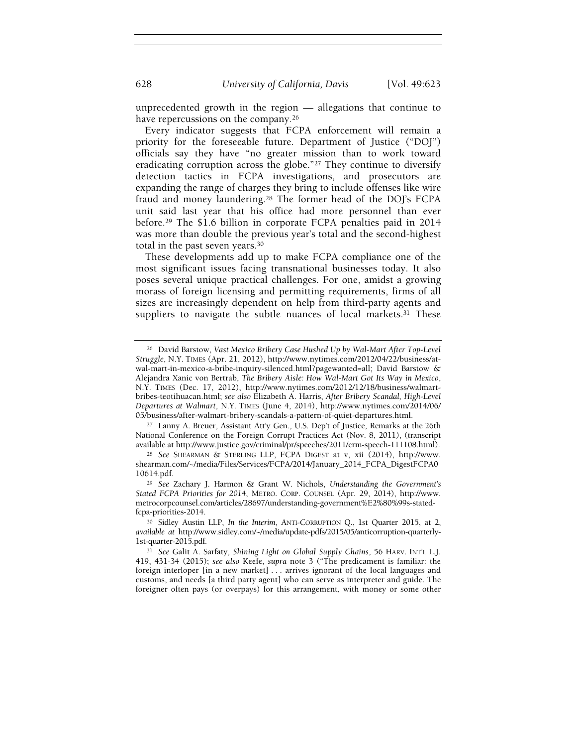unprecedented growth in the region — allegations that continue to have repercussions on the company.[26]

Every indicator suggests that FCPA enforcement will remain a priority for the foreseeable future. Department of Justice ("DOJ") officials say they have "no greater mission than to work toward eradicating corruption across the globe."[27] They continue to diversify detection tactics in FCPA investigations, and prosecutors are expanding the range of charges they bring to include offenses like wire fraud and money laundering.[28] The former head of the DOJ's FCPA unit said last year that his office had more personnel than ever before.[29] The $1.6 billion in corporate FCPA penalties paid in 2014 was more than double the previous year's total and the second-highest total in the past seven years.[30]

These developments add up to make FCPA compliance one of the most significant issues facing transnational businesses today. It also poses several unique practical challenges. For one, amidst a growing morass of foreign licensing and permitting requirements, firms of all sizes are increasingly dependent on help from third-party agents and suppliers to navigate the subtle nuances of local markets.[31] These

---

[26] David Barstow, *Vast Mexico Bribery Case Hushed Up by Wal-Mart After Top-Level Struggle*, N.Y. TIMES (Apr. 21, 2012), http://www.nytimes.com/2012/04/22/business/at-wal-mart-in-mexico-a-bribe-inquiry-silenced.html?pagewanted=all; David Barstow & Alejandra Xanic von Bertrab, *The Bribery Aisle: How Wal-Mart Got Its Way in Mexico*, N.Y. TIMES (Dec. 17, 2012), http://www.nytimes.com/2012/12/18/business/walmart-bribes-teotihuacan.html; *see also* Elizabeth A. Harris, *After Bribery Scandal, High-Level Departures at Walmart*, N.Y. TIMES (June 4, 2014), http://www.nytimes.com/2014/06/05/business/after-walmart-bribery-scandals-a-pattern-of-quiet-departures.html.

[27] Lanny A. Breuer, Assistant Att'y Gen., U.S. Dep't of Justice, Remarks at the 26th National Conference on the Foreign Corrupt Practices Act (Nov. 8, 2011), (transcript available at http://www.justice.gov/criminal/pr/speeches/2011/crm-speech-111108.html).

[28] *See* SHEARMAN & STERLING LLP, FCPA DIGEST at v, xii (2014), http://www.shearman.com/~/media/Files/Services/FCPA/2014/January_2014_FCPA_DigestFCPA010614.pdf.

[29] *See* Zachary J. Harmon & Grant W. Nichols, *Understanding the Government's Stated FCPA Priorities for 2014*, METRO. CORP. COUNSEL (Apr. 29, 2014), http://www.metrocorpcounsel.com/articles/28697/understanding-government%E2%80%99s-stated-fcpa-priorities-2014.

[30] Sidley Austin LLP, *In the Interim*, ANTI-CORRUPTION Q., 1st Quarter 2015, at 2, *available at* http://www.sidley.com/~/media/update-pdfs/2015/05/anticorruption-quarterly-1st-quarter-2015.pdf.

[31] *See* Galit A. Sarfaty, *Shining Light on Global Supply Chains*, 56 HARV. INT'L L.J. 419, 431-34 (2015); *see also* Keefe, *supra* note 3 ("The predicament is familiar: the foreign interloper [in a new market] . . . arrives ignorant of the local languages and customs, and needs [a third party agent] who can serve as interpreter and guide. The foreigner often pays (or overpays) for this arrangement, with money or some other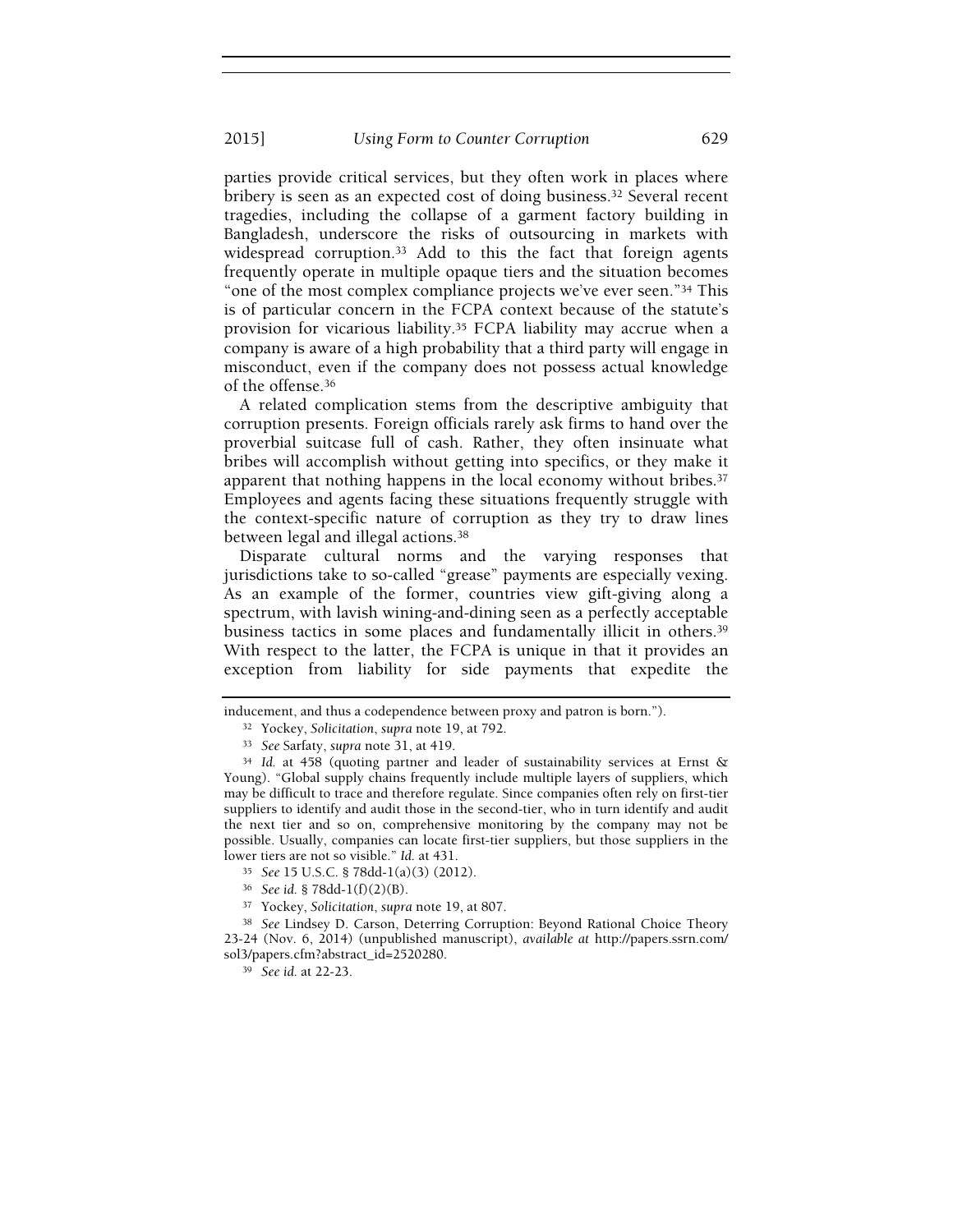parties provide critical services, but they often work in places where bribery is seen as an expected cost of doing business.[32] Several recent tragedies, including the collapse of a garment factory building in Bangladesh, underscore the risks of outsourcing in markets with widespread corruption.[33] Add to this the fact that foreign agents frequently operate in multiple opaque tiers and the situation becomes "one of the most complex compliance projects we've ever seen."[34] This is of particular concern in the FCPA context because of the statute's provision for vicarious liability.[35] FCPA liability may accrue when a company is aware of a high probability that a third party will engage in misconduct, even if the company does not possess actual knowledge of the offense.[36]

A related complication stems from the descriptive ambiguity that corruption presents. Foreign officials rarely ask firms to hand over the proverbial suitcase full of cash. Rather, they often insinuate what bribes will accomplish without getting into specifics, or they make it apparent that nothing happens in the local economy without bribes.[37] Employees and agents facing these situations frequently struggle with the context-specific nature of corruption as they try to draw lines between legal and illegal actions.[38]

Disparate cultural norms and the varying responses that jurisdictions take to so-called "grease" payments are especially vexing. As an example of the former, countries view gift-giving along a spectrum, with lavish wining-and-dining seen as a perfectly acceptable business tactics in some places and fundamentally illicit in others.[39] With respect to the latter, the FCPA is unique in that it provides an exception from liability for side payments that expedite the

---

inducement, and thus a codependence between proxy and patron is born.").

[32] Yockey, *Solicitation*, *supra* note 19, at 792.

[33] *See* Sarfaty, *supra* note 31, at 419.

[34] *Id.* at 458 (quoting partner and leader of sustainability services at Ernst & Young). "Global supply chains frequently include multiple layers of suppliers, which may be difficult to trace and therefore regulate. Since companies often rely on first-tier suppliers to identify and audit those in the second-tier, who in turn identify and audit the next tier and so on, comprehensive monitoring by the company may not be possible. Usually, companies can locate first-tier suppliers, but those suppliers in the lower tiers are not so visible." *Id.* at 431.

[35] *See* 15 U.S.C. § 78dd-1(a)(3) (2012).

[36] *See id.* § 78dd-1(f)(2)(B).

[37] Yockey, *Solicitation*, *supra* note 19, at 807.

[38] *See* Lindsey D. Carson, Deterring Corruption: Beyond Rational Choice Theory 23-24 (Nov. 6, 2014) (unpublished manuscript), *available at* http://papers.ssrn.com/sol3/papers.cfm?abstract_id=2520280.

[39] *See id.* at 22-23.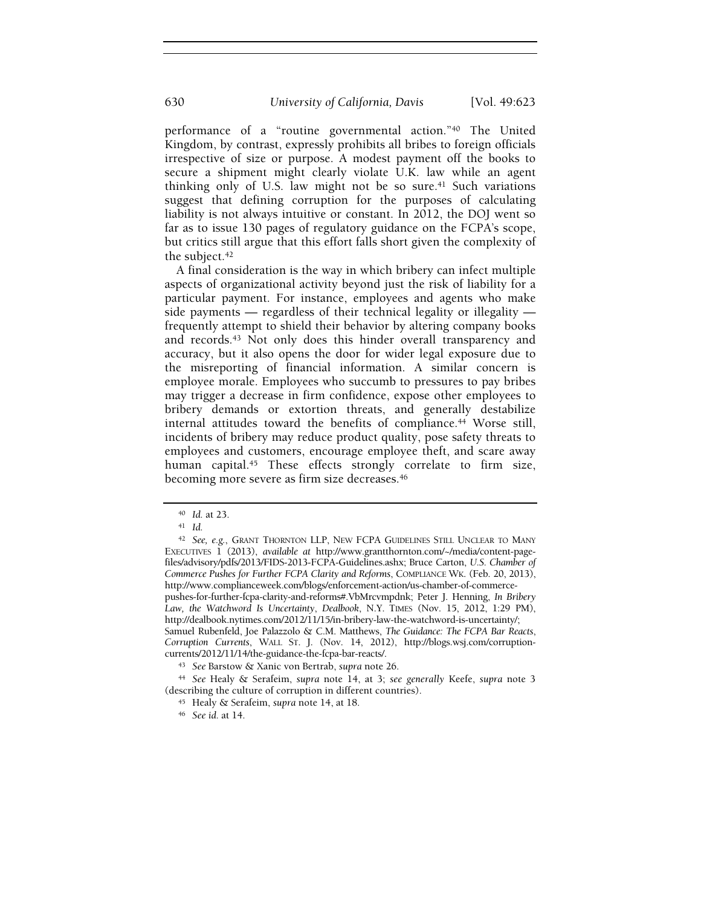performance of a "routine governmental action."[40] The United Kingdom, by contrast, expressly prohibits all bribes to foreign officials irrespective of size or purpose. A modest payment off the books to secure a shipment might clearly violate U.K. law while an agent thinking only of U.S. law might not be so sure.[41] Such variations suggest that defining corruption for the purposes of calculating liability is not always intuitive or constant. In 2012, the DOJ went so far as to issue 130 pages of regulatory guidance on the FCPA's scope, but critics still argue that this effort falls short given the complexity of the subject.[42]

A final consideration is the way in which bribery can infect multiple aspects of organizational activity beyond just the risk of liability for a particular payment. For instance, employees and agents who make side payments — regardless of their technical legality or illegality — frequently attempt to shield their behavior by altering company books and records.[43] Not only does this hinder overall transparency and accuracy, but it also opens the door for wider legal exposure due to the misreporting of financial information. A similar concern is employee morale. Employees who succumb to pressures to pay bribes may trigger a decrease in firm confidence, expose other employees to bribery demands or extortion threats, and generally destabilize internal attitudes toward the benefits of compliance.[44] Worse still, incidents of bribery may reduce product quality, pose safety threats to employees and customers, encourage employee theft, and scare away human capital.[45] These effects strongly correlate to firm size, becoming more severe as firm size decreases.[46]

---

[40] *Id.* at 23.

[41] *Id.*

[42] *See, e.g.*, GRANT THORNTON LLP, NEW FCPA GUIDELINES STILL UNCLEAR TO MANY EXECUTIVES 1 (2013), *available at* http://www.grantthornton.com/~/media/content-page-files/advisory/pdfs/2013/FIDS-2013-FCPA-Guidelines.ashx; Bruce Carton, *U.S. Chamber of Commerce Pushes for Further FCPA Clarity and Reforms*, COMPLIANCE WK. (Feb. 20, 2013), http://www.complianceweek.com/blogs/enforcement-action/us-chamber-of-commerce-pushes-for-further-fcpa-clarity-and-reforms#.VbMrcvmpdnk; Peter J. Henning, *In Bribery Law, the Watchword Is Uncertainty*, *Dealbook*, N.Y. TIMES (Nov. 15, 2012, 1:29 PM), http://dealbook.nytimes.com/2012/11/15/in-bribery-law-the-watchword-is-uncertainty/; Samuel Rubenfeld, Joe Palazzolo & C.M. Matthews, *The Guidance: The FCPA Bar Reacts*, *Corruption Currents*, WALL ST. J. (Nov. 14, 2012), http://blogs.wsj.com/corruption-currents/2012/11/14/the-guidance-the-fcpa-bar-reacts/.

[43] *See* Barstow & Xanic von Bertrab, *supra* note 26.

[44] *See* Healy & Serafeim, *supra* note 14, at 3; *see generally* Keefe, *supra* note 3 (describing the culture of corruption in different countries).

[45] Healy & Serafeim, *supra* note 14, at 18.

[46] *See id.* at 14.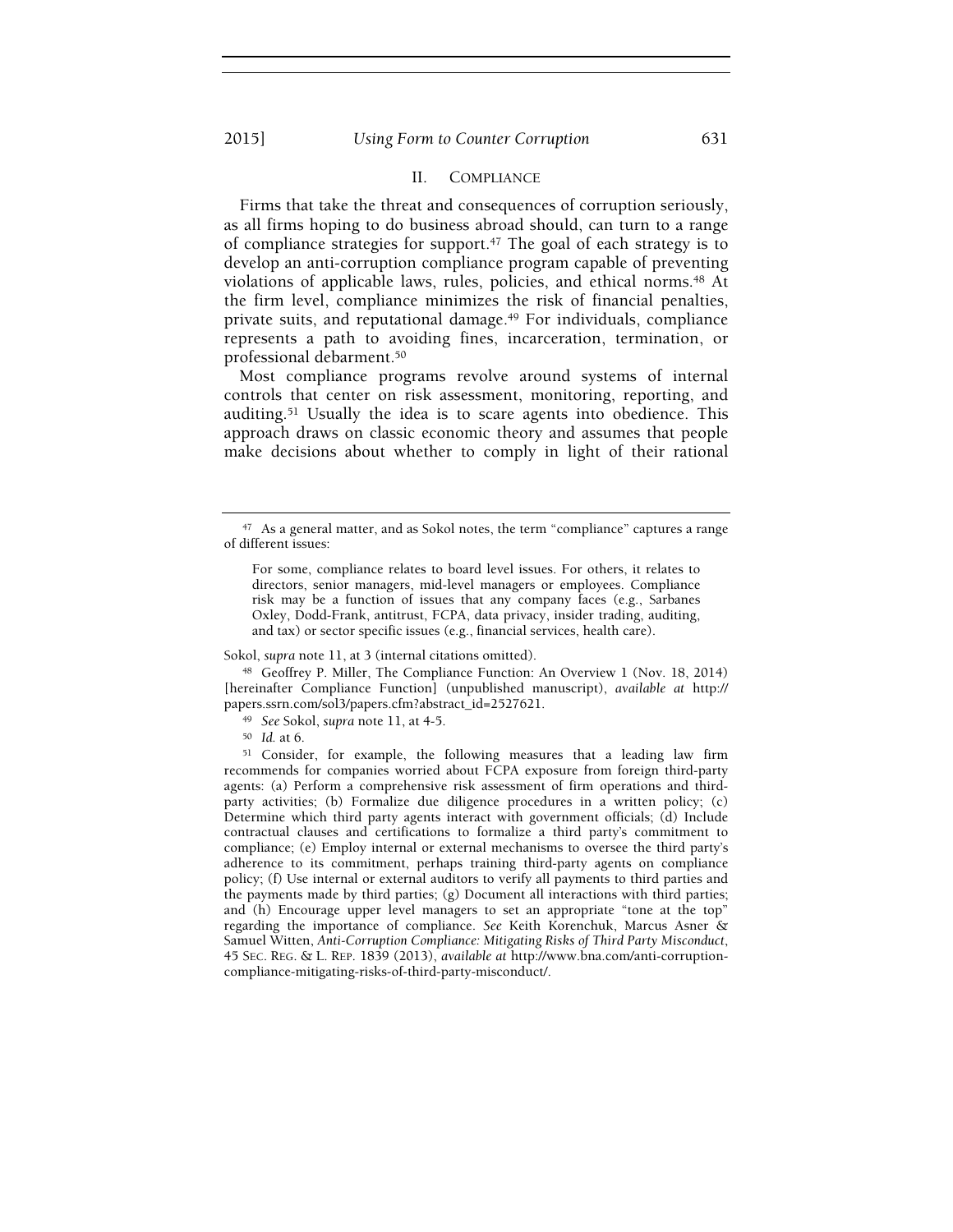## II. Compliance

Firms that take the threat and consequences of corruption seriously, as all firms hoping to do business abroad should, can turn to a range of compliance strategies for support.[47] The goal of each strategy is to develop an anti-corruption compliance program capable of preventing violations of applicable laws, rules, policies, and ethical norms.[48] At the firm level, compliance minimizes the risk of financial penalties, private suits, and reputational damage.[49] For individuals, compliance represents a path to avoiding fines, incarceration, termination, or professional debarment.[50]

Most compliance programs revolve around systems of internal controls that center on risk assessment, monitoring, reporting, and auditing.[51] Usually the idea is to scare agents into obedience. This approach draws on classic economic theory and assumes that people make decisions about whether to comply in light of their rational

---

[47] As a general matter, and as Sokol notes, the term "compliance" captures a range of different issues:

> For some, compliance relates to board level issues. For others, it relates to directors, senior managers, mid-level managers or employees. Compliance risk may be a function of issues that any company faces (e.g., Sarbanes Oxley, Dodd-Frank, antitrust, FCPA, data privacy, insider trading, auditing, and tax) or sector specific issues (e.g., financial services, health care).

Sokol, *supra* note 11, at 3 (internal citations omitted).

[48] Geoffrey P. Miller, The Compliance Function: An Overview 1 (Nov. 18, 2014) [hereinafter Compliance Function] (unpublished manuscript), *available at* http://papers.ssrn.com/sol3/papers.cfm?abstract_id=2527621.

[49] *See* Sokol, *supra* note 11, at 4-5.

[50] *Id.* at 6.

[51] Consider, for example, the following measures that a leading law firm recommends for companies worried about FCPA exposure from foreign third-party agents: (a) Perform a comprehensive risk assessment of firm operations and third-party activities; (b) Formalize due diligence procedures in a written policy; (c) Determine which third party agents interact with government officials; (d) Include contractual clauses and certifications to formalize a third party's commitment to compliance; (e) Employ internal or external mechanisms to oversee the third party's adherence to its commitment, perhaps training third-party agents on compliance policy; (f) Use internal or external auditors to verify all payments to third parties and the payments made by third parties; (g) Document all interactions with third parties; and (h) Encourage upper level managers to set an appropriate "tone at the top" regarding the importance of compliance. *See* Keith Korenchuk, Marcus Asner & Samuel Witten, *Anti-Corruption Compliance: Mitigating Risks of Third Party Misconduct*, 45 Sec. Reg. & L. Rep. 1839 (2013), *available at* http://www.bna.com/anti-corruption-compliance-mitigating-risks-of-third-party-misconduct/.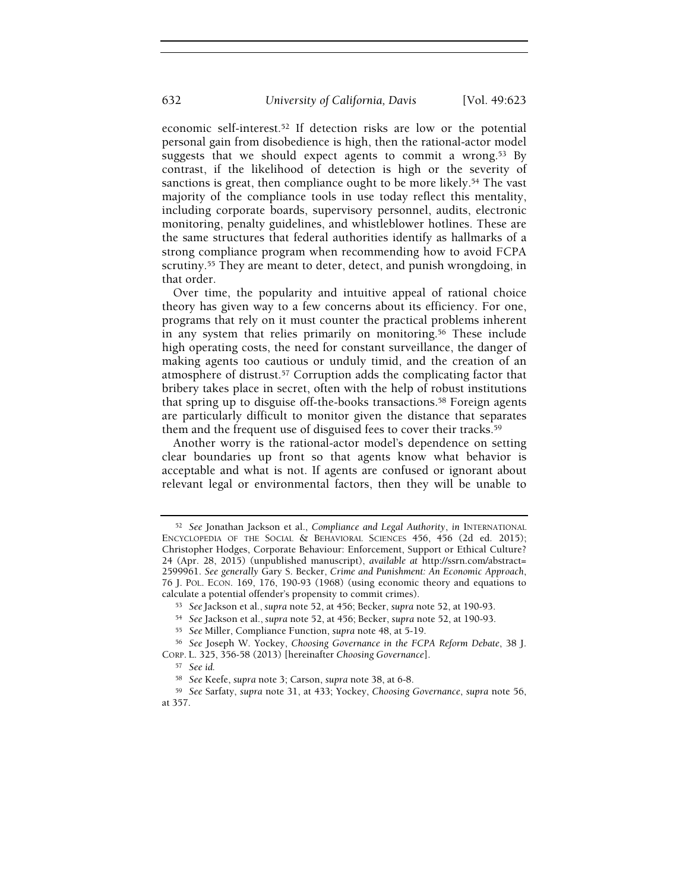economic self-interest.[52] If detection risks are low or the potential personal gain from disobedience is high, then the rational-actor model suggests that we should expect agents to commit a wrong.[53] By contrast, if the likelihood of detection is high or the severity of sanctions is great, then compliance ought to be more likely.[54] The vast majority of the compliance tools in use today reflect this mentality, including corporate boards, supervisory personnel, audits, electronic monitoring, penalty guidelines, and whistleblower hotlines. These are the same structures that federal authorities identify as hallmarks of a strong compliance program when recommending how to avoid FCPA scrutiny.[55] They are meant to deter, detect, and punish wrongdoing, in that order.

Over time, the popularity and intuitive appeal of rational choice theory has given way to a few concerns about its efficiency. For one, programs that rely on it must counter the practical problems inherent in any system that relies primarily on monitoring.[56] These include high operating costs, the need for constant surveillance, the danger of making agents too cautious or unduly timid, and the creation of an atmosphere of distrust.[57] Corruption adds the complicating factor that bribery takes place in secret, often with the help of robust institutions that spring up to disguise off-the-books transactions.[58] Foreign agents are particularly difficult to monitor given the distance that separates them and the frequent use of disguised fees to cover their tracks.[59]

Another worry is the rational-actor model's dependence on setting clear boundaries up front so that agents know what behavior is acceptable and what is not. If agents are confused or ignorant about relevant legal or environmental factors, then they will be unable to

---

[52] *See* Jonathan Jackson et al., *Compliance and Legal Authority*, *in* INTERNATIONAL ENCYCLOPEDIA OF THE SOCIAL & BEHAVIORAL SCIENCES 456, 456 (2d ed. 2015); Christopher Hodges, Corporate Behaviour: Enforcement, Support or Ethical Culture? 24 (Apr. 28, 2015) (unpublished manuscript), *available at* http://ssrn.com/abstract=2599961. *See generally* Gary S. Becker, *Crime and Punishment: An Economic Approach*, 76 J. POL. ECON. 169, 176, 190-93 (1968) (using economic theory and equations to calculate a potential offender's propensity to commit crimes).

[53] *See* Jackson et al., *supra* note 52, at 456; Becker, *supra* note 52, at 190-93.

[54] *See* Jackson et al., *supra* note 52, at 456; Becker, *supra* note 52, at 190-93.

[55] *See* Miller, Compliance Function, *supra* note 48, at 5-19.

[56] *See* Joseph W. Yockey, *Choosing Governance in the FCPA Reform Debate*, 38 J. CORP. L. 325, 356-58 (2013) [hereinafter *Choosing Governance*].

[57] *See id.*

[58] *See* Keefe, *supra* note 3; Carson, *supra* note 38, at 6-8.

[59] *See* Sarfaty, *supra* note 31, at 433; Yockey, *Choosing Governance*, *supra* note 56, at 357.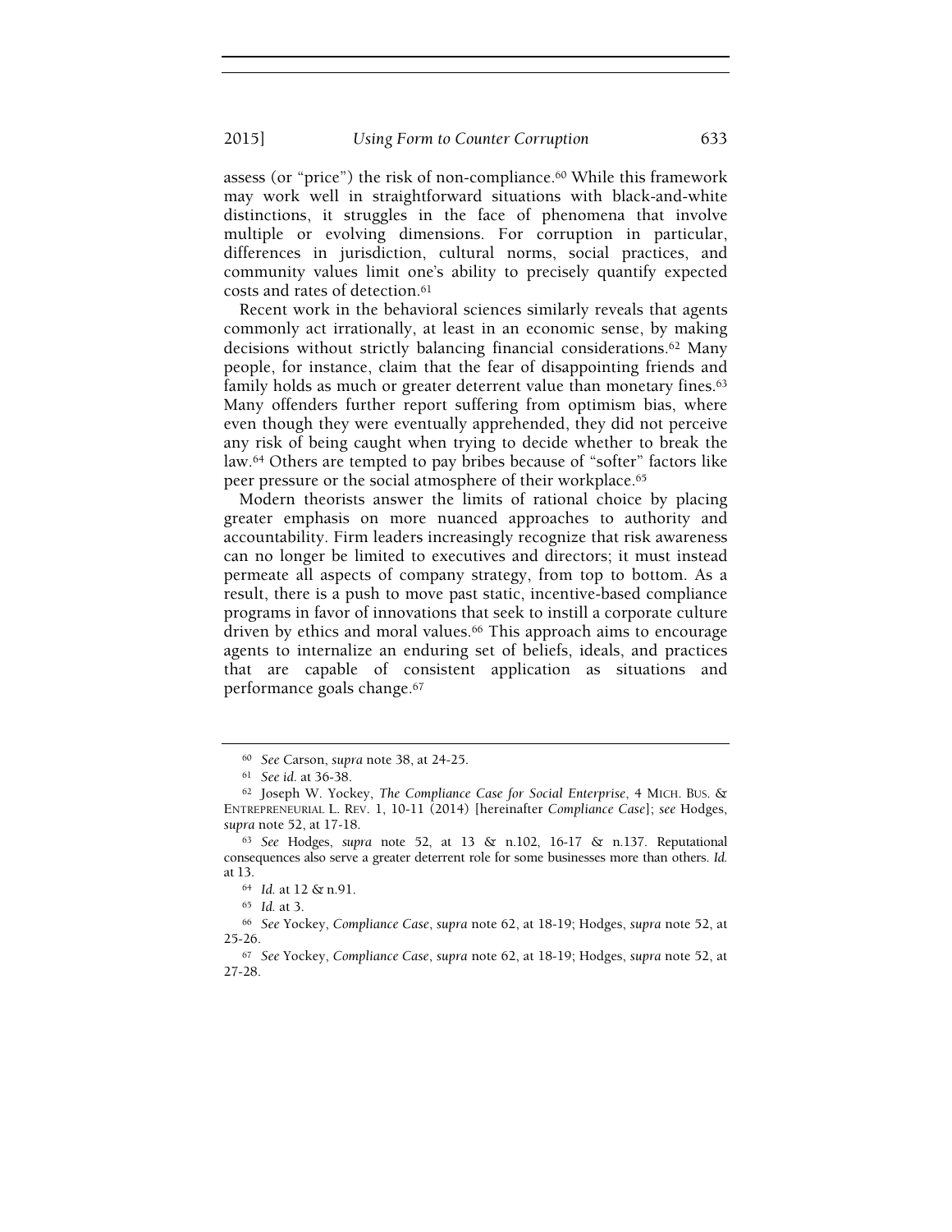assess (or "price") the risk of non-compliance.[60] While this framework may work well in straightforward situations with black-and-white distinctions, it struggles in the face of phenomena that involve multiple or evolving dimensions. For corruption in particular, differences in jurisdiction, cultural norms, social practices, and community values limit one's ability to precisely quantify expected costs and rates of detection.[61]

Recent work in the behavioral sciences similarly reveals that agents commonly act irrationally, at least in an economic sense, by making decisions without strictly balancing financial considerations.[62] Many people, for instance, claim that the fear of disappointing friends and family holds as much or greater deterrent value than monetary fines.[63] Many offenders further report suffering from optimism bias, where even though they were eventually apprehended, they did not perceive any risk of being caught when trying to decide whether to break the law.[64] Others are tempted to pay bribes because of "softer" factors like peer pressure or the social atmosphere of their workplace.[65]

Modern theorists answer the limits of rational choice by placing greater emphasis on more nuanced approaches to authority and accountability. Firm leaders increasingly recognize that risk awareness can no longer be limited to executives and directors; it must instead permeate all aspects of company strategy, from top to bottom. As a result, there is a push to move past static, incentive-based compliance programs in favor of innovations that seek to instill a corporate culture driven by ethics and moral values.[66] This approach aims to encourage agents to internalize an enduring set of beliefs, ideals, and practices that are capable of consistent application as situations and performance goals change.[67]

---

[60] *See* Carson, *supra* note 38, at 24-25.

[61] *See id.* at 36-38.

[62] Joseph W. Yockey, *The Compliance Case for Social Enterprise*, 4 MICH. BUS. & ENTREPRENEURIAL L. REV. 1, 10-11 (2014) [hereinafter *Compliance Case*]; *see* Hodges, *supra* note 52, at 17-18.

[63] *See* Hodges, *supra* note 52, at 13 & n.102, 16-17 & n.137. Reputational consequences also serve a greater deterrent role for some businesses more than others. *Id.* at 13.

[64] *Id.* at 12 & n.91.

[65] *Id.* at 3.

[66] *See* Yockey, *Compliance Case*, *supra* note 62, at 18-19; Hodges, *supra* note 52, at 25-26.

[67] *See* Yockey, *Compliance Case*, *supra* note 62, at 18-19; Hodges, *supra* note 52, at 27-28.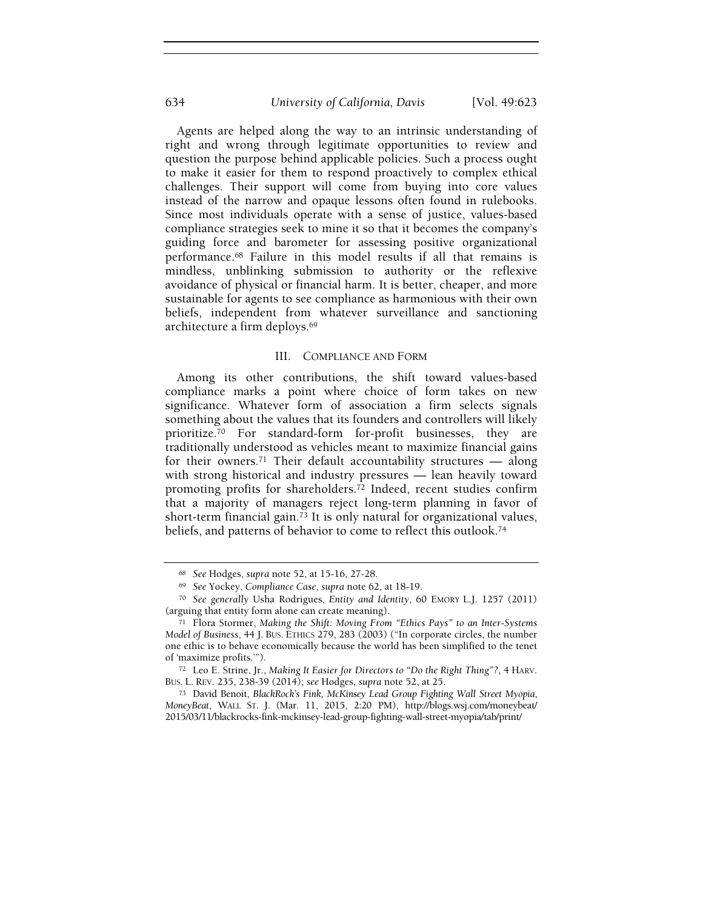Agents are helped along the way to an intrinsic understanding of right and wrong through legitimate opportunities to review and question the purpose behind applicable policies. Such a process ought to make it easier for them to respond proactively to complex ethical challenges. Their support will come from buying into core values instead of the narrow and opaque lessons often found in rulebooks. Since most individuals operate with a sense of justice, values-based compliance strategies seek to mine it so that it becomes the company's guiding force and barometer for assessing positive organizational performance.[68] Failure in this model results if all that remains is mindless, unblinking submission to authority or the reflexive avoidance of physical or financial harm. It is better, cheaper, and more sustainable for agents to see compliance as harmonious with their own beliefs, independent from whatever surveillance and sanctioning architecture a firm deploys.[69]

## III. COMPLIANCE AND FORM

Among its other contributions, the shift toward values-based compliance marks a point where choice of form takes on new significance. Whatever form of association a firm selects signals something about the values that its founders and controllers will likely prioritize.[70] For standard-form for-profit businesses, they are traditionally understood as vehicles meant to maximize financial gains for their owners.[71] Their default accountability structures — along with strong historical and industry pressures — lean heavily toward promoting profits for shareholders.[72] Indeed, recent studies confirm that a majority of managers reject long-term planning in favor of short-term financial gain.[73] It is only natural for organizational values, beliefs, and patterns of behavior to come to reflect this outlook.[74]

---

[68] *See* Hodges, *supra* note 52, at 15-16, 27-28.

[69] *See* Yockey, *Compliance Case*, *supra* note 62, at 18-19.

[70] *See generally* Usha Rodrigues, *Entity and Identity*, 60 EMORY L.J. 1257 (2011) (arguing that entity form alone can create meaning).

[71] Flora Stormer, *Making the Shift: Moving From "Ethics Pays" to an Inter-Systems Model of Business*, 44 J. BUS. ETHICS 279, 283 (2003) ("In corporate circles, the number one ethic is to behave economically because the world has been simplified to the tenet of 'maximize profits.'").

[72] Leo E. Strine, Jr., *Making It Easier for Directors to "Do the Right Thing"?*, 4 HARV. BUS. L. REV. 235, 238-39 (2014); *see* Hodges, *supra* note 52, at 25.

[73] David Benoit, *BlackRock's Fink, McKinsey Lead Group Fighting Wall Street Myopia*, *MoneyBeat*, WALL ST. J. (Mar. 11, 2015, 2:20 PM), http://blogs.wsj.com/moneybeat/2015/03/11/blackrocks-fink-mckinsey-lead-group-fighting-wall-street-myopia/tab/print/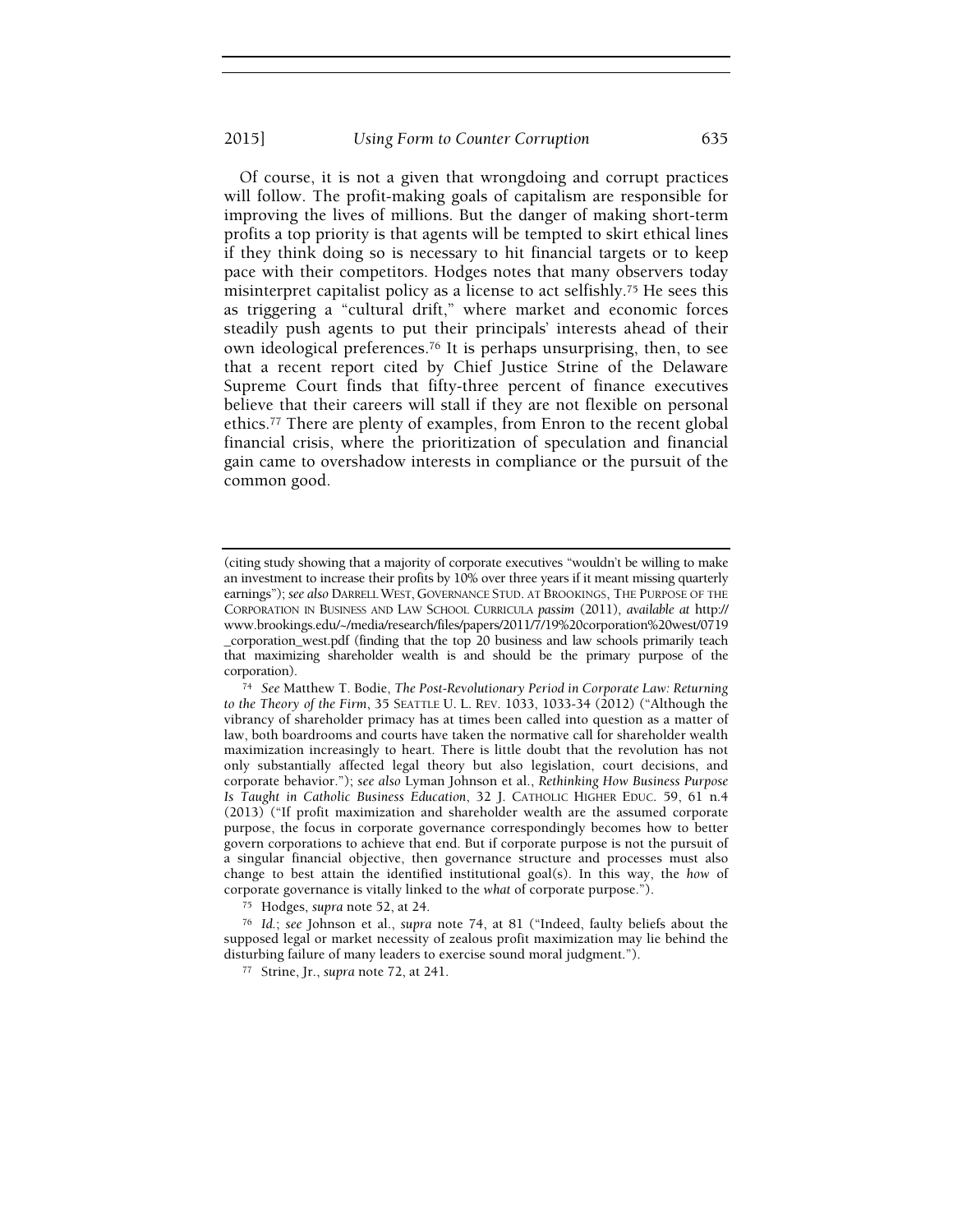Of course, it is not a given that wrongdoing and corrupt practices will follow. The profit-making goals of capitalism are responsible for improving the lives of millions. But the danger of making short-term profits a top priority is that agents will be tempted to skirt ethical lines if they think doing so is necessary to hit financial targets or to keep pace with their competitors. Hodges notes that many observers today misinterpret capitalist policy as a license to act selfishly.[75] He sees this as triggering a "cultural drift," where market and economic forces steadily push agents to put their principals' interests ahead of their own ideological preferences.[76] It is perhaps unsurprising, then, to see that a recent report cited by Chief Justice Strine of the Delaware Supreme Court finds that fifty-three percent of finance executives believe that their careers will stall if they are not flexible on personal ethics.[77] There are plenty of examples, from Enron to the recent global financial crisis, where the prioritization of speculation and financial gain came to overshadow interests in compliance or the pursuit of the common good.

---

(citing study showing that a majority of corporate executives "wouldn't be willing to make an investment to increase their profits by 10% over three years if it meant missing quarterly earnings"); *see also* DARRELL WEST, GOVERNANCE STUD. AT BROOKINGS, THE PURPOSE OF THE CORPORATION IN BUSINESS AND LAW SCHOOL CURRICULA *passim* (2011), *available at* http://www.brookings.edu/~/media/research/files/papers/2011/7/19%20corporation%20west/0719_corporation_west.pdf (finding that the top 20 business and law schools primarily teach that maximizing shareholder wealth is and should be the primary purpose of the corporation).

[74] *See* Matthew T. Bodie, *The Post-Revolutionary Period in Corporate Law: Returning to the Theory of the Firm*, 35 SEATTLE U. L. REV. 1033, 1033-34 (2012) ("Although the vibrancy of shareholder primacy has at times been called into question as a matter of law, both boardrooms and courts have taken the normative call for shareholder wealth maximization increasingly to heart. There is little doubt that the revolution has not only substantially affected legal theory but also legislation, court decisions, and corporate behavior."); *see also* Lyman Johnson et al., *Rethinking How Business Purpose Is Taught in Catholic Business Education*, 32 J. CATHOLIC HIGHER EDUC. 59, 61 n.4 (2013) ("If profit maximization and shareholder wealth are the assumed corporate purpose, the focus in corporate governance correspondingly becomes how to better govern corporations to achieve that end. But if corporate purpose is not the pursuit of a singular financial objective, then governance structure and processes must also change to best attain the identified institutional goal(s). In this way, the *how* of corporate governance is vitally linked to the *what* of corporate purpose.").

[75] Hodges, *supra* note 52, at 24.

[76] *Id.*; *see* Johnson et al., *supra* note 74, at 81 ("Indeed, faulty beliefs about the supposed legal or market necessity of zealous profit maximization may lie behind the disturbing failure of many leaders to exercise sound moral judgment.").

[77] Strine, Jr., *supra* note 72, at 241.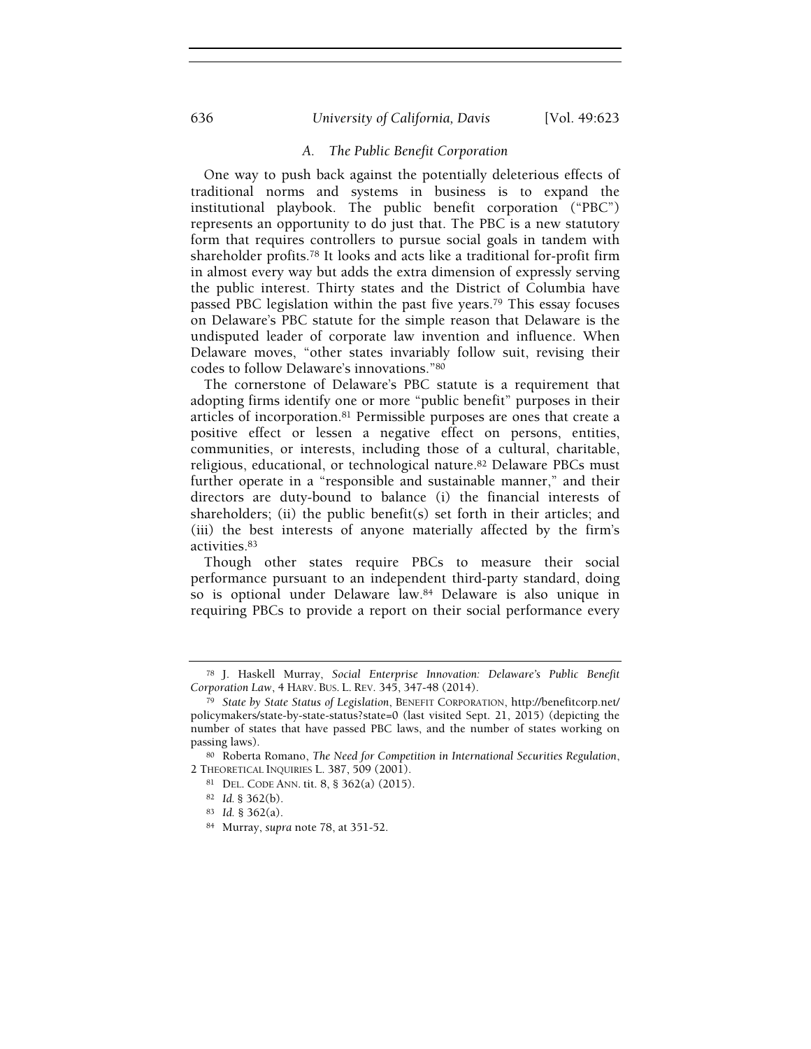### A. The Public Benefit Corporation

One way to push back against the potentially deleterious effects of traditional norms and systems in business is to expand the institutional playbook. The public benefit corporation ("PBC") represents an opportunity to do just that. The PBC is a new statutory form that requires controllers to pursue social goals in tandem with shareholder profits.[78] It looks and acts like a traditional for-profit firm in almost every way but adds the extra dimension of expressly serving the public interest. Thirty states and the District of Columbia have passed PBC legislation within the past five years.[79] This essay focuses on Delaware's PBC statute for the simple reason that Delaware is the undisputed leader of corporate law invention and influence. When Delaware moves, "other states invariably follow suit, revising their codes to follow Delaware's innovations."[80]

The cornerstone of Delaware's PBC statute is a requirement that adopting firms identify one or more "public benefit" purposes in their articles of incorporation.[81] Permissible purposes are ones that create a positive effect or lessen a negative effect on persons, entities, communities, or interests, including those of a cultural, charitable, religious, educational, or technological nature.[82] Delaware PBCs must further operate in a "responsible and sustainable manner," and their directors are duty-bound to balance (i) the financial interests of shareholders; (ii) the public benefit(s) set forth in their articles; and (iii) the best interests of anyone materially affected by the firm's activities.[83]

Though other states require PBCs to measure their social performance pursuant to an independent third-party standard, doing so is optional under Delaware law.[84] Delaware is also unique in requiring PBCs to provide a report on their social performance every

---

[78] J. Haskell Murray, *Social Enterprise Innovation: Delaware's Public Benefit Corporation Law*, 4 HARV. BUS. L. REV. 345, 347-48 (2014).

[79] *State by State Status of Legislation*, BENEFIT CORPORATION, http://benefitcorp.net/policymakers/state-by-state-status?state=0 (last visited Sept. 21, 2015) (depicting the number of states that have passed PBC laws, and the number of states working on passing laws).

[80] Roberta Romano, *The Need for Competition in International Securities Regulation*, 2 THEORETICAL INQUIRIES L. 387, 509 (2001).

[81] DEL. CODE ANN. tit. 8, § 362(a) (2015).

[82] *Id.* § 362(b).

[83] *Id.* § 362(a).

[84] Murray, *supra* note 78, at 351-52.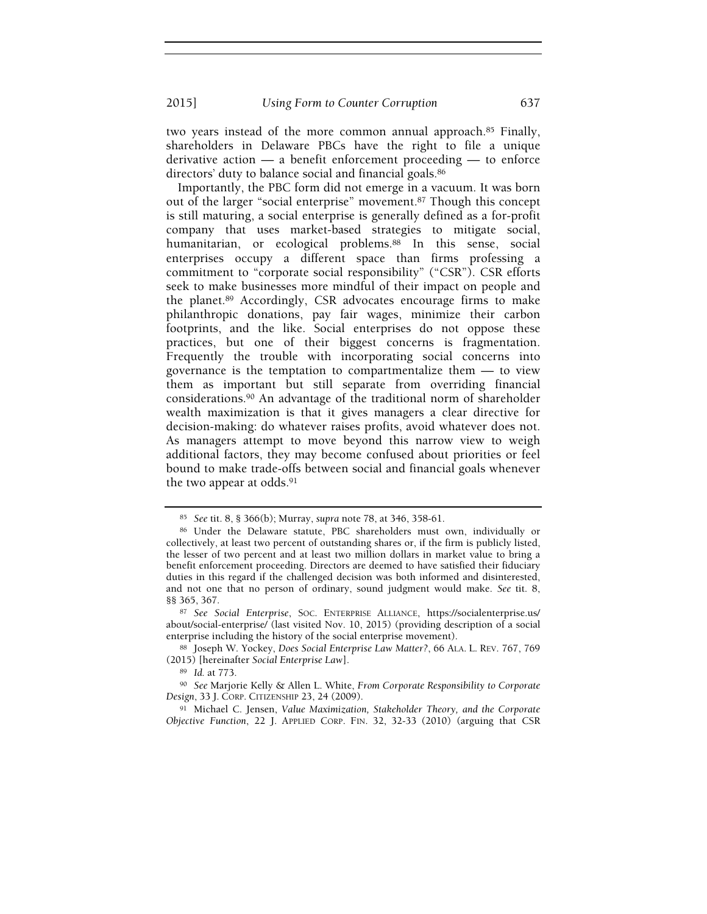two years instead of the more common annual approach.[85] Finally, shareholders in Delaware PBCs have the right to file a unique derivative action — a benefit enforcement proceeding — to enforce directors' duty to balance social and financial goals.[86]

Importantly, the PBC form did not emerge in a vacuum. It was born out of the larger "social enterprise" movement.[87] Though this concept is still maturing, a social enterprise is generally defined as a for-profit company that uses market-based strategies to mitigate social, humanitarian, or ecological problems.[88] In this sense, social enterprises occupy a different space than firms professing a commitment to "corporate social responsibility" ("CSR"). CSR efforts seek to make businesses more mindful of their impact on people and the planet.[89] Accordingly, CSR advocates encourage firms to make philanthropic donations, pay fair wages, minimize their carbon footprints, and the like. Social enterprises do not oppose these practices, but one of their biggest concerns is fragmentation. Frequently the trouble with incorporating social concerns into governance is the temptation to compartmentalize them — to view them as important but still separate from overriding financial considerations.[90] An advantage of the traditional norm of shareholder wealth maximization is that it gives managers a clear directive for decision-making: do whatever raises profits, avoid whatever does not. As managers attempt to move beyond this narrow view to weigh additional factors, they may become confused about priorities or feel bound to make trade-offs between social and financial goals whenever the two appear at odds.[91]

---

[85] *See* tit. 8, § 366(b); Murray, *supra* note 78, at 346, 358-61.

[86] Under the Delaware statute, PBC shareholders must own, individually or collectively, at least two percent of outstanding shares or, if the firm is publicly listed, the lesser of two percent and at least two million dollars in market value to bring a benefit enforcement proceeding. Directors are deemed to have satisfied their fiduciary duties in this regard if the challenged decision was both informed and disinterested, and not one that no person of ordinary, sound judgment would make. *See* tit. 8, §§ 365, 367.

[87] *See Social Enterprise*, SOC. ENTERPRISE ALLIANCE, https://socialenterprise.us/about/social-enterprise/ (last visited Nov. 10, 2015) (providing description of a social enterprise including the history of the social enterprise movement).

[88] Joseph W. Yockey, *Does Social Enterprise Law Matter?*, 66 ALA. L. REV. 767, 769 (2015) [hereinafter *Social Enterprise Law*].

[89] *Id.* at 773.

[90] *See* Marjorie Kelly & Allen L. White, *From Corporate Responsibility to Corporate Design*, 33 J. CORP. CITIZENSHIP 23, 24 (2009).

[91] Michael C. Jensen, *Value Maximization, Stakeholder Theory, and the Corporate Objective Function*, 22 J. APPLIED CORP. FIN. 32, 32-33 (2010) (arguing that CSR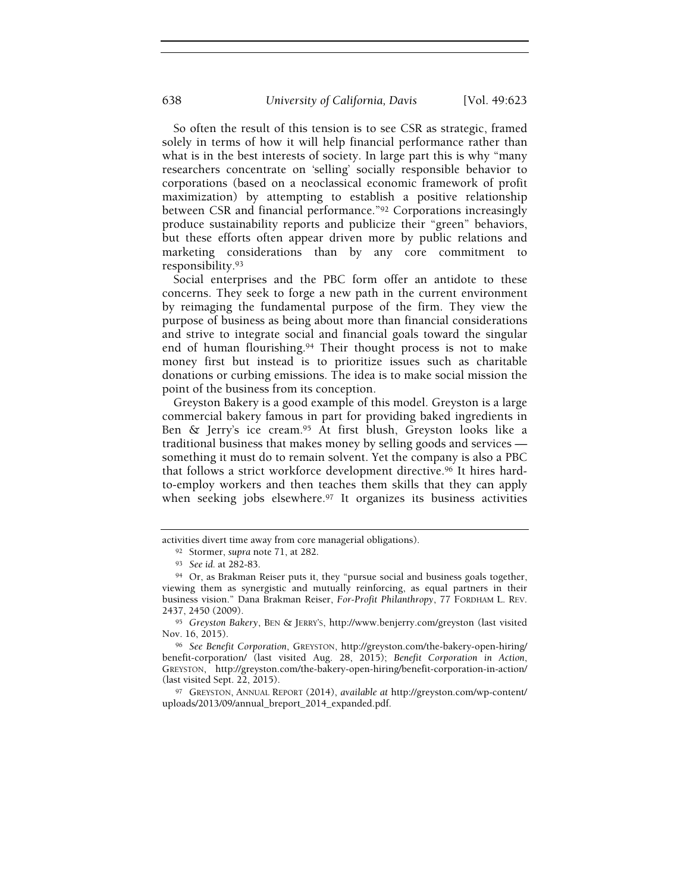So often the result of this tension is to see CSR as strategic, framed solely in terms of how it will help financial performance rather than what is in the best interests of society. In large part this is why "many researchers concentrate on 'selling' socially responsible behavior to corporations (based on a neoclassical economic framework of profit maximization) by attempting to establish a positive relationship between CSR and financial performance."[92] Corporations increasingly produce sustainability reports and publicize their "green" behaviors, but these efforts often appear driven more by public relations and marketing considerations than by any core commitment to responsibility.[93]

Social enterprises and the PBC form offer an antidote to these concerns. They seek to forge a new path in the current environment by reimaging the fundamental purpose of the firm. They view the purpose of business as being about more than financial considerations and strive to integrate social and financial goals toward the singular end of human flourishing.[94] Their thought process is not to make money first but instead is to prioritize issues such as charitable donations or curbing emissions. The idea is to make social mission the point of the business from its conception.

Greyston Bakery is a good example of this model. Greyston is a large commercial bakery famous in part for providing baked ingredients in Ben & Jerry's ice cream.[95] At first blush, Greyston looks like a traditional business that makes money by selling goods and services — something it must do to remain solvent. Yet the company is also a PBC that follows a strict workforce development directive.[96] It hires hard-to-employ workers and then teaches them skills that they can apply when seeking jobs elsewhere.[97] It organizes its business activities

---

activities divert time away from core managerial obligations).

[92] Stormer, *supra* note 71, at 282.

[93] *See id.* at 282-83.

[94] Or, as Brakman Reiser puts it, they "pursue social and business goals together, viewing them as synergistic and mutually reinforcing, as equal partners in their business vision." Dana Brakman Reiser, *For-Profit Philanthropy*, 77 FORDHAM L. REV. 2437, 2450 (2009).

[95] *Greyston Bakery*, BEN & JERRY'S, http://www.benjerry.com/greyston (last visited Nov. 16, 2015).

[96] *See Benefit Corporation*, GREYSTON, http://greyston.com/the-bakery-open-hiring/benefit-corporation/ (last visited Aug. 28, 2015); *Benefit Corporation in Action*, GREYSTON, http://greyston.com/the-bakery-open-hiring/benefit-corporation-in-action/ (last visited Sept. 22, 2015).

[97] GREYSTON, ANNUAL REPORT (2014), *available at* http://greyston.com/wp-content/uploads/2013/09/annual_breport_2014_expanded.pdf.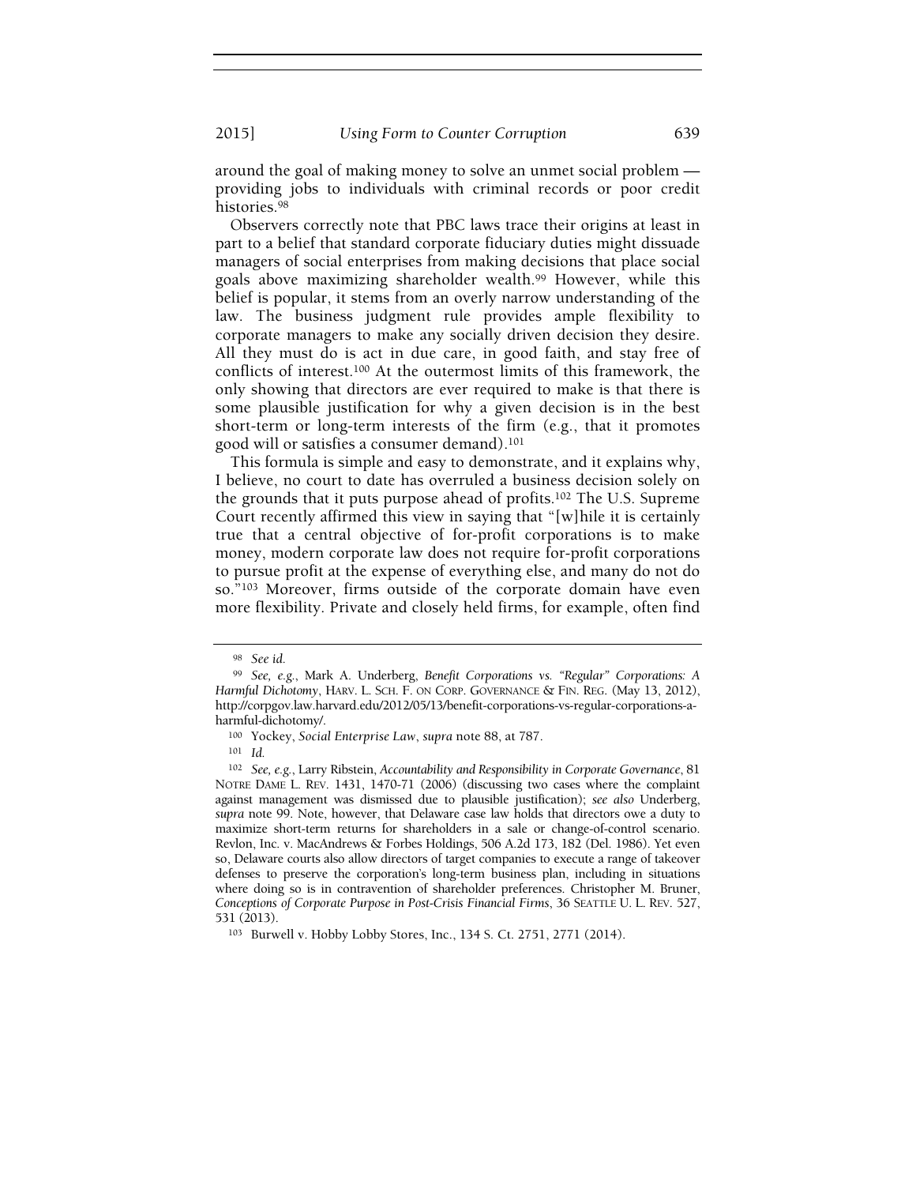around the goal of making money to solve an unmet social problem — providing jobs to individuals with criminal records or poor credit histories.[98]

Observers correctly note that PBC laws trace their origins at least in part to a belief that standard corporate fiduciary duties might dissuade managers of social enterprises from making decisions that place social goals above maximizing shareholder wealth.[99] However, while this belief is popular, it stems from an overly narrow understanding of the law. The business judgment rule provides ample flexibility to corporate managers to make any socially driven decision they desire. All they must do is act in due care, in good faith, and stay free of conflicts of interest.[100] At the outermost limits of this framework, the only showing that directors are ever required to make is that there is some plausible justification for why a given decision is in the best short-term or long-term interests of the firm (e.g., that it promotes good will or satisfies a consumer demand).[101]

This formula is simple and easy to demonstrate, and it explains why, I believe, no court to date has overruled a business decision solely on the grounds that it puts purpose ahead of profits.[102] The U.S. Supreme Court recently affirmed this view in saying that "[w]hile it is certainly true that a central objective of for-profit corporations is to make money, modern corporate law does not require for-profit corporations to pursue profit at the expense of everything else, and many do not do so."[103] Moreover, firms outside of the corporate domain have even more flexibility. Private and closely held firms, for example, often find

---

[98] *See id.*

[99] *See, e.g.*, Mark A. Underberg, *Benefit Corporations vs. "Regular" Corporations: A Harmful Dichotomy*, HARV. L. SCH. F. ON CORP. GOVERNANCE & FIN. REG. (May 13, 2012), http://corpgov.law.harvard.edu/2012/05/13/benefit-corporations-vs-regular-corporations-a-harmful-dichotomy/.

[100] Yockey, *Social Enterprise Law*, *supra* note 88, at 787.

[101] *Id.*

[102] *See, e.g.*, Larry Ribstein, *Accountability and Responsibility in Corporate Governance*, 81 NOTRE DAME L. REV. 1431, 1470-71 (2006) (discussing two cases where the complaint against management was dismissed due to plausible justification); *see also* Underberg, *supra* note 99. Note, however, that Delaware case law holds that directors owe a duty to maximize short-term returns for shareholders in a sale or change-of-control scenario. Revlon, Inc. v. MacAndrews & Forbes Holdings, 506 A.2d 173, 182 (Del. 1986). Yet even so, Delaware courts also allow directors of target companies to execute a range of takeover defenses to preserve the corporation's long-term business plan, including in situations where doing so is in contravention of shareholder preferences. Christopher M. Bruner, *Conceptions of Corporate Purpose in Post-Crisis Financial Firms*, 36 SEATTLE U. L. REV. 527, 531 (2013).

[103] Burwell v. Hobby Lobby Stores, Inc., 134 S. Ct. 2751, 2771 (2014).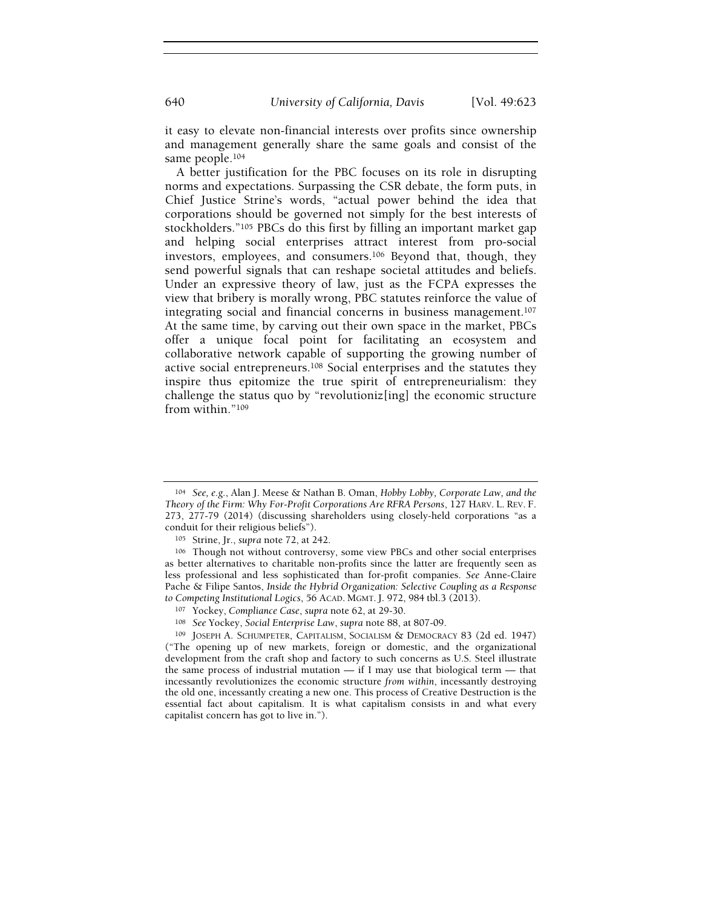it easy to elevate non-financial interests over profits since ownership and management generally share the same goals and consist of the same people.[104]

A better justification for the PBC focuses on its role in disrupting norms and expectations. Surpassing the CSR debate, the form puts, in Chief Justice Strine's words, "actual power behind the idea that corporations should be governed not simply for the best interests of stockholders."[105] PBCs do this first by filling an important market gap and helping social enterprises attract interest from pro-social investors, employees, and consumers.[106] Beyond that, though, they send powerful signals that can reshape societal attitudes and beliefs. Under an expressive theory of law, just as the FCPA expresses the view that bribery is morally wrong, PBC statutes reinforce the value of integrating social and financial concerns in business management.[107] At the same time, by carving out their own space in the market, PBCs offer a unique focal point for facilitating an ecosystem and collaborative network capable of supporting the growing number of active social entrepreneurs.[108] Social enterprises and the statutes they inspire thus epitomize the true spirit of entrepreneurialism: they challenge the status quo by "revolutioniz[ing] the economic structure from within."[109]

---

[104] *See, e.g.*, Alan J. Meese & Nathan B. Oman, *Hobby Lobby, Corporate Law, and the Theory of the Firm: Why For-Profit Corporations Are RFRA Persons*, 127 HARV. L. REV. F. 273, 277-79 (2014) (discussing shareholders using closely-held corporations "as a conduit for their religious beliefs").

[105] Strine, Jr., *supra* note 72, at 242.

[106] Though not without controversy, some view PBCs and other social enterprises as better alternatives to charitable non-profits since the latter are frequently seen as less professional and less sophisticated than for-profit companies. *See* Anne-Claire Pache & Filipe Santos, *Inside the Hybrid Organization: Selective Coupling as a Response to Competing Institutional Logics*, 56 ACAD. MGMT. J. 972, 984 tbl.3 (2013).

[107] Yockey, *Compliance Case*, *supra* note 62, at 29-30.

[108] *See* Yockey, *Social Enterprise Law*, *supra* note 88, at 807-09.

[109] JOSEPH A. SCHUMPETER, CAPITALISM, SOCIALISM & DEMOCRACY 83 (2d ed. 1947) ("The opening up of new markets, foreign or domestic, and the organizational development from the craft shop and factory to such concerns as U.S. Steel illustrate the same process of industrial mutation — if I may use that biological term — that incessantly revolutionizes the economic structure *from within*, incessantly destroying the old one, incessantly creating a new one. This process of Creative Destruction is the essential fact about capitalism. It is what capitalism consists in and what every capitalist concern has got to live in.").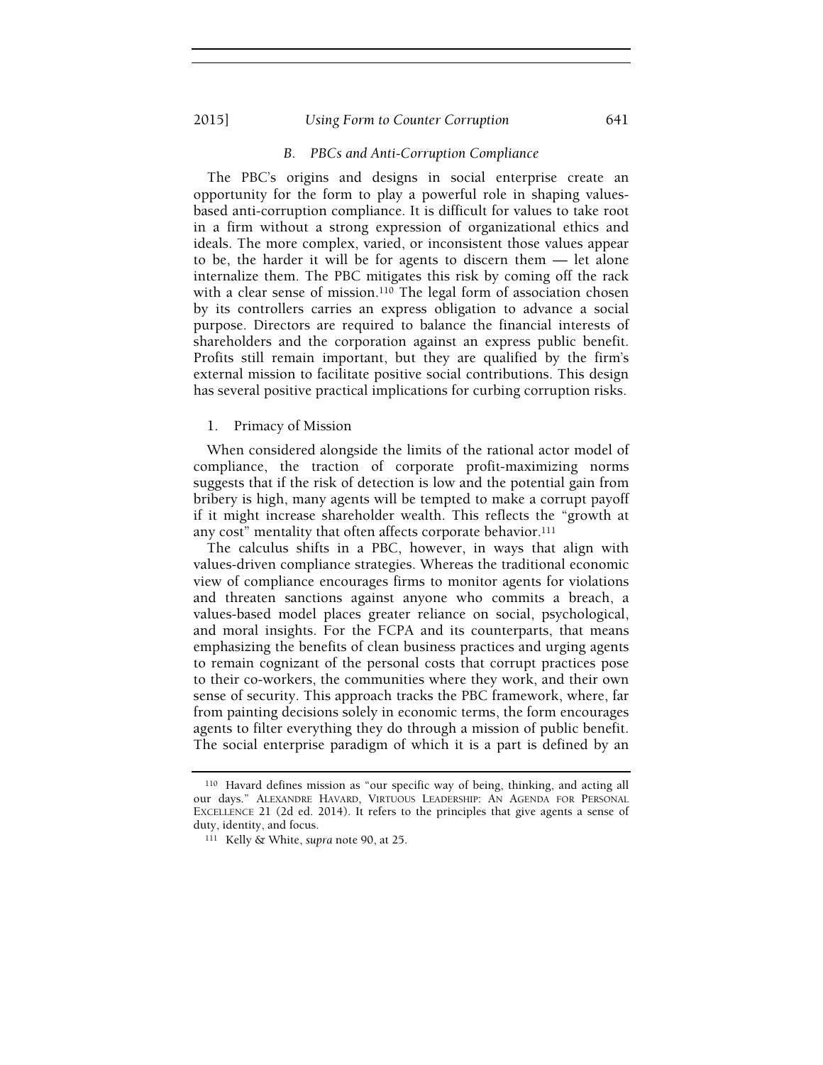### *B. PBCs and Anti-Corruption Compliance*

The PBC's origins and designs in social enterprise create an opportunity for the form to play a powerful role in shaping values-based anti-corruption compliance. It is difficult for values to take root in a firm without a strong expression of organizational ethics and ideals. The more complex, varied, or inconsistent those values appear to be, the harder it will be for agents to discern them — let alone internalize them. The PBC mitigates this risk by coming off the rack with a clear sense of mission.[110] The legal form of association chosen by its controllers carries an express obligation to advance a social purpose. Directors are required to balance the financial interests of shareholders and the corporation against an express public benefit. Profits still remain important, but they are qualified by the firm's external mission to facilitate positive social contributions. This design has several positive practical implications for curbing corruption risks.

#### 1. Primacy of Mission

When considered alongside the limits of the rational actor model of compliance, the traction of corporate profit-maximizing norms suggests that if the risk of detection is low and the potential gain from bribery is high, many agents will be tempted to make a corrupt payoff if it might increase shareholder wealth. This reflects the "growth at any cost" mentality that often affects corporate behavior.[111]

The calculus shifts in a PBC, however, in ways that align with values-driven compliance strategies. Whereas the traditional economic view of compliance encourages firms to monitor agents for violations and threaten sanctions against anyone who commits a breach, a values-based model places greater reliance on social, psychological, and moral insights. For the FCPA and its counterparts, that means emphasizing the benefits of clean business practices and urging agents to remain cognizant of the personal costs that corrupt practices pose to their co-workers, the communities where they work, and their own sense of security. This approach tracks the PBC framework, where, far from painting decisions solely in economic terms, the form encourages agents to filter everything they do through a mission of public benefit. The social enterprise paradigm of which it is a part is defined by an

---

[110] Havard defines mission as "our specific way of being, thinking, and acting all our days." ALEXANDRE HAVARD, VIRTUOUS LEADERSHIP: AN AGENDA FOR PERSONAL EXCELLENCE 21 (2d ed. 2014). It refers to the principles that give agents a sense of duty, identity, and focus.

[111] Kelly & White, *supra* note 90, at 25.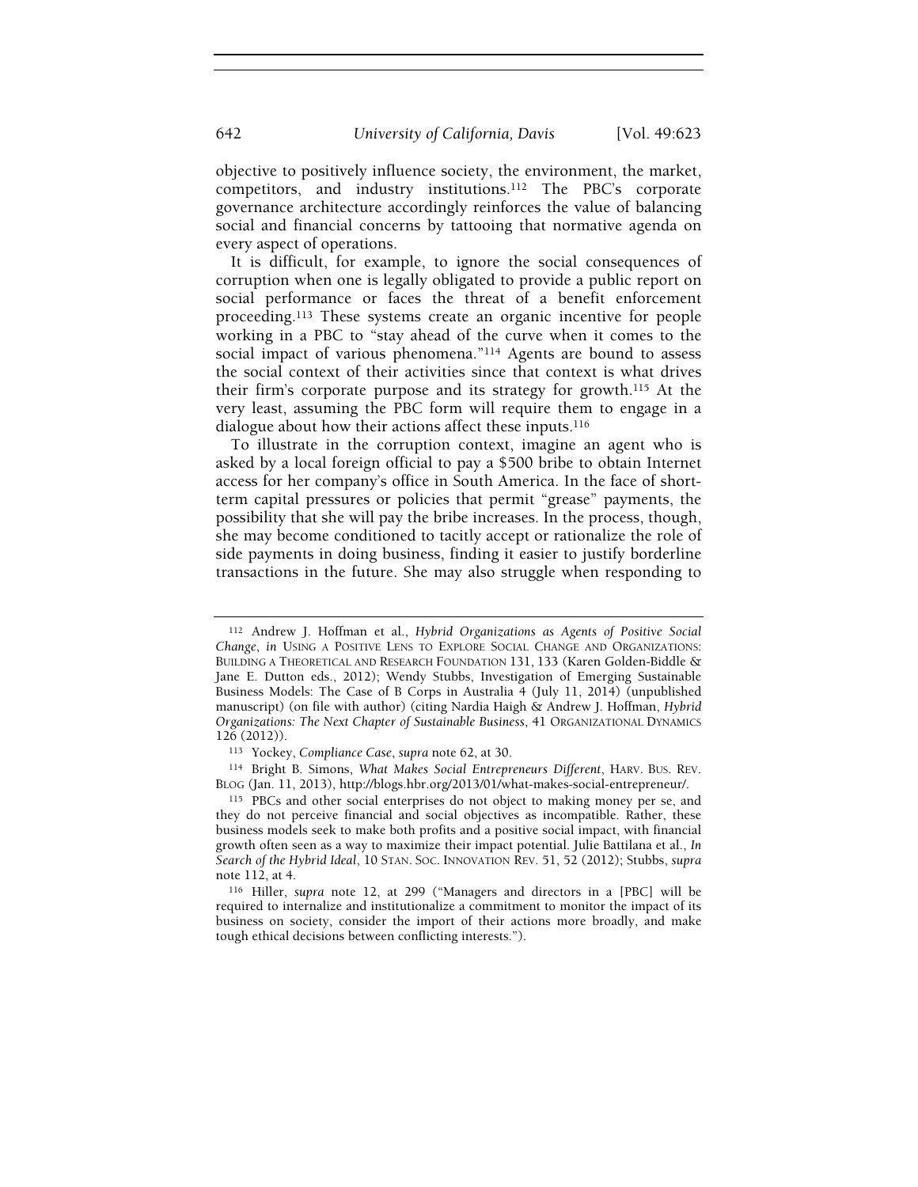objective to positively influence society, the environment, the market, competitors, and industry institutions.[112] The PBC's corporate governance architecture accordingly reinforces the value of balancing social and financial concerns by tattooing that normative agenda on every aspect of operations.

It is difficult, for example, to ignore the social consequences of corruption when one is legally obligated to provide a public report on social performance or faces the threat of a benefit enforcement proceeding.[113] These systems create an organic incentive for people working in a PBC to "stay ahead of the curve when it comes to the social impact of various phenomena."[114] Agents are bound to assess the social context of their activities since that context is what drives their firm's corporate purpose and its strategy for growth.[115] At the very least, assuming the PBC form will require them to engage in a dialogue about how their actions affect these inputs.[116]

To illustrate in the corruption context, imagine an agent who is asked by a local foreign official to pay a $500 bribe to obtain Internet access for her company's office in South America. In the face of short-term capital pressures or policies that permit "grease" payments, the possibility that she will pay the bribe increases. In the process, though, she may become conditioned to tacitly accept or rationalize the role of side payments in doing business, finding it easier to justify borderline transactions in the future. She may also struggle when responding to

---

[112] Andrew J. Hoffman et al., *Hybrid Organizations as Agents of Positive Social Change*, *in* USING A POSITIVE LENS TO EXPLORE SOCIAL CHANGE AND ORGANIZATIONS: BUILDING A THEORETICAL AND RESEARCH FOUNDATION 131, 133 (Karen Golden-Biddle & Jane E. Dutton eds., 2012); Wendy Stubbs, Investigation of Emerging Sustainable Business Models: The Case of B Corps in Australia 4 (July 11, 2014) (unpublished manuscript) (on file with author) (citing Nardia Haigh & Andrew J. Hoffman, *Hybrid Organizations: The Next Chapter of Sustainable Business*, 41 ORGANIZATIONAL DYNAMICS 126 (2012)).

[113] Yockey, *Compliance Case*, *supra* note 62, at 30.

[114] Bright B. Simons, *What Makes Social Entrepreneurs Different*, HARV. BUS. REV. BLOG (Jan. 11, 2013), http://blogs.hbr.org/2013/01/what-makes-social-entrepreneur/.

[115] PBCs and other social enterprises do not object to making money per se, and they do not perceive financial and social objectives as incompatible. Rather, these business models seek to make both profits and a positive social impact, with financial growth often seen as a way to maximize their impact potential. Julie Battilana et al., *In Search of the Hybrid Ideal*, 10 STAN. SOC. INNOVATION REV. 51, 52 (2012); Stubbs, *supra* note 112, at 4.

[116] Hiller, *supra* note 12, at 299 ("Managers and directors in a [PBC] will be required to internalize and institutionalize a commitment to monitor the impact of its business on society, consider the import of their actions more broadly, and make tough ethical decisions between conflicting interests.").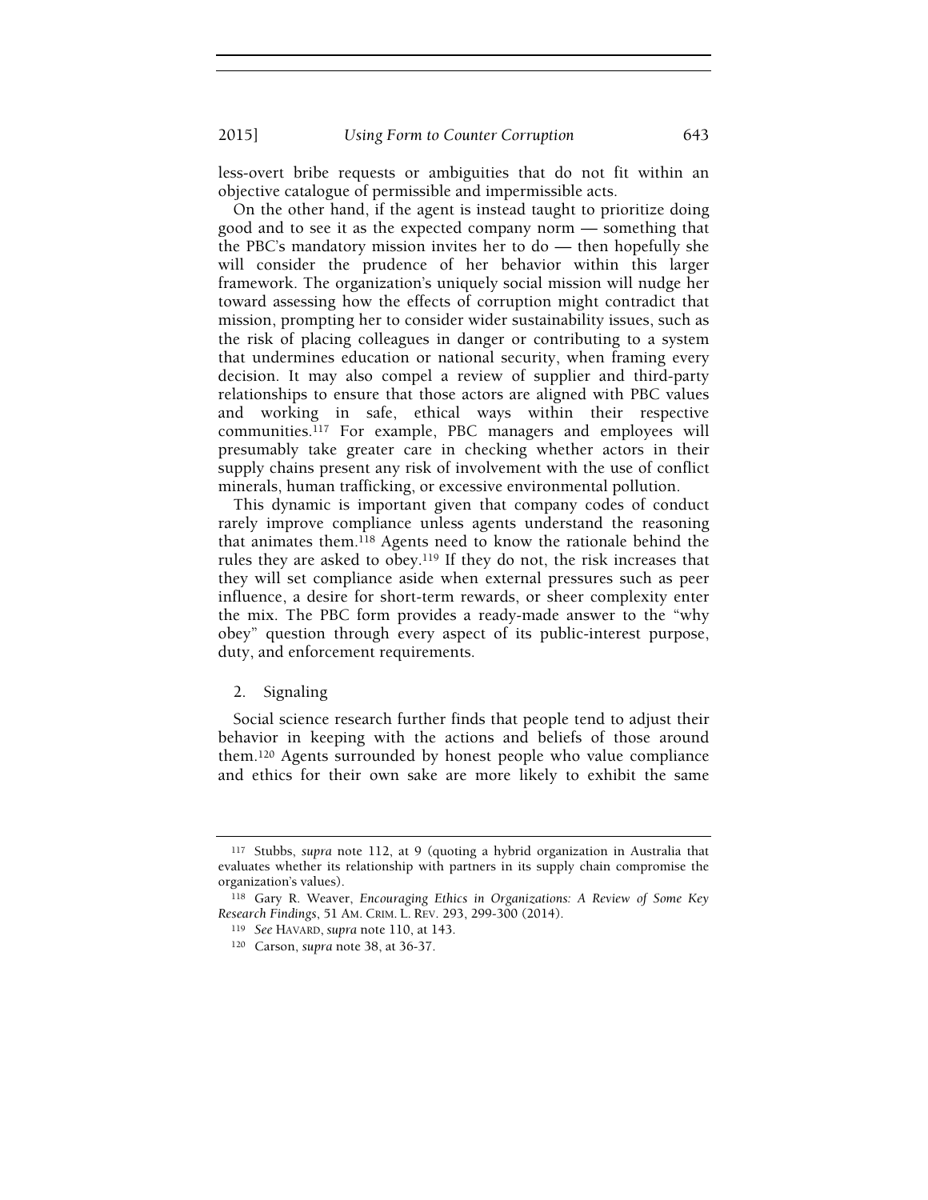less-overt bribe requests or ambiguities that do not fit within an objective catalogue of permissible and impermissible acts.

On the other hand, if the agent is instead taught to prioritize doing good and to see it as the expected company norm — something that the PBC's mandatory mission invites her to do — then hopefully she will consider the prudence of her behavior within this larger framework. The organization's uniquely social mission will nudge her toward assessing how the effects of corruption might contradict that mission, prompting her to consider wider sustainability issues, such as the risk of placing colleagues in danger or contributing to a system that undermines education or national security, when framing every decision. It may also compel a review of supplier and third-party relationships to ensure that those actors are aligned with PBC values and working in safe, ethical ways within their respective communities.[117] For example, PBC managers and employees will presumably take greater care in checking whether actors in their supply chains present any risk of involvement with the use of conflict minerals, human trafficking, or excessive environmental pollution.

This dynamic is important given that company codes of conduct rarely improve compliance unless agents understand the reasoning that animates them.[118] Agents need to know the rationale behind the rules they are asked to obey.[119] If they do not, the risk increases that they will set compliance aside when external pressures such as peer influence, a desire for short-term rewards, or sheer complexity enter the mix. The PBC form provides a ready-made answer to the "why obey" question through every aspect of its public-interest purpose, duty, and enforcement requirements.

### 2. Signaling

Social science research further finds that people tend to adjust their behavior in keeping with the actions and beliefs of those around them.[120] Agents surrounded by honest people who value compliance and ethics for their own sake are more likely to exhibit the same

---

[117] Stubbs, *supra* note 112, at 9 (quoting a hybrid organization in Australia that evaluates whether its relationship with partners in its supply chain compromise the organization's values).

[118] Gary R. Weaver, *Encouraging Ethics in Organizations: A Review of Some Key Research Findings*, 51 AM. CRIM. L. REV. 293, 299-300 (2014).

[119] *See* HAVARD, *supra* note 110, at 143.

[120] Carson, *supra* note 38, at 36-37.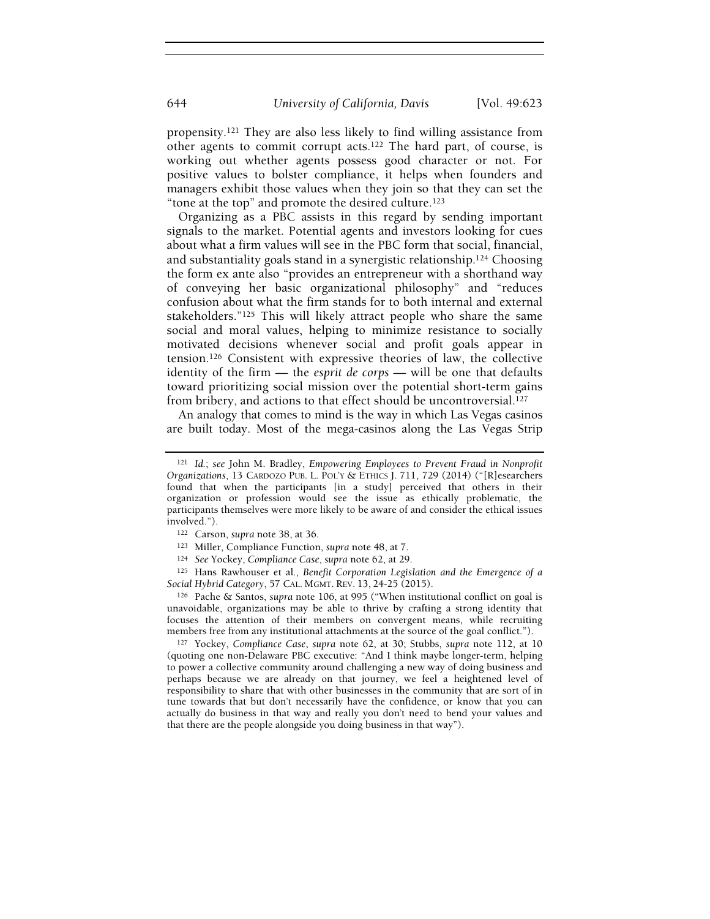propensity.[121] They are also less likely to find willing assistance from other agents to commit corrupt acts.[122] The hard part, of course, is working out whether agents possess good character or not. For positive values to bolster compliance, it helps when founders and managers exhibit those values when they join so that they can set the "tone at the top" and promote the desired culture.[123]

Organizing as a PBC assists in this regard by sending important signals to the market. Potential agents and investors looking for cues about what a firm values will see in the PBC form that social, financial, and substantiality goals stand in a synergistic relationship.[124] Choosing the form ex ante also "provides an entrepreneur with a shorthand way of conveying her basic organizational philosophy" and "reduces confusion about what the firm stands for to both internal and external stakeholders."[125] This will likely attract people who share the same social and moral values, helping to minimize resistance to socially motivated decisions whenever social and profit goals appear in tension.[126] Consistent with expressive theories of law, the collective identity of the firm — the *esprit de corps* — will be one that defaults toward prioritizing social mission over the potential short-term gains from bribery, and actions to that effect should be uncontroversial.[127]

An analogy that comes to mind is the way in which Las Vegas casinos are built today. Most of the mega-casinos along the Las Vegas Strip

---

[121] *Id.*; *see* John M. Bradley, *Empowering Employees to Prevent Fraud in Nonprofit Organizations*, 13 CARDOZO PUB. L. POL'Y & ETHICS J. 711, 729 (2014) ("[R]esearchers found that when the participants [in a study] perceived that others in their organization or profession would see the issue as ethically problematic, the participants themselves were more likely to be aware of and consider the ethical issues involved.").

[122] Carson, *supra* note 38, at 36.

[123] Miller, Compliance Function, *supra* note 48, at 7.

[124] *See* Yockey, *Compliance Case*, *supra* note 62, at 29.

[125] Hans Rawhouser et al., *Benefit Corporation Legislation and the Emergence of a Social Hybrid Category*, 57 CAL. MGMT. REV. 13, 24-25 (2015).

[126] Pache & Santos, *supra* note 106, at 995 ("When institutional conflict on goal is unavoidable, organizations may be able to thrive by crafting a strong identity that focuses the attention of their members on convergent means, while recruiting members free from any institutional attachments at the source of the goal conflict.").

[127] Yockey, *Compliance Case*, *supra* note 62, at 30; Stubbs, *supra* note 112, at 10 (quoting one non-Delaware PBC executive: "And I think maybe longer-term, helping to power a collective community around challenging a new way of doing business and perhaps because we are already on that journey, we feel a heightened level of responsibility to share that with other businesses in the community that are sort of in tune towards that but don't necessarily have the confidence, or know that you can actually do business in that way and really you don't need to bend your values and that there are the people alongside you doing business in that way").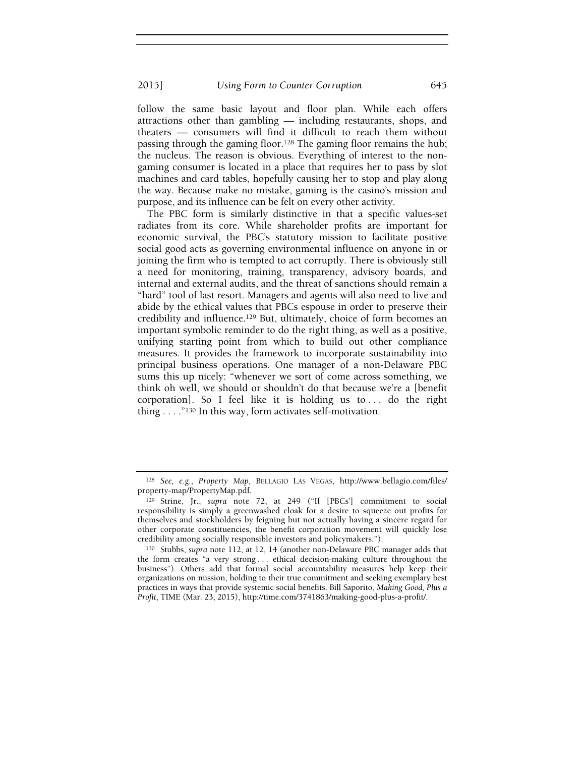follow the same basic layout and floor plan. While each offers attractions other than gambling — including restaurants, shops, and theaters — consumers will find it difficult to reach them without passing through the gaming floor.[128] The gaming floor remains the hub; the nucleus. The reason is obvious. Everything of interest to the non-gaming consumer is located in a place that requires her to pass by slot machines and card tables, hopefully causing her to stop and play along the way. Because make no mistake, gaming is the casino's mission and purpose, and its influence can be felt on every other activity.

The PBC form is similarly distinctive in that a specific values-set radiates from its core. While shareholder profits are important for economic survival, the PBC's statutory mission to facilitate positive social good acts as governing environmental influence on anyone in or joining the firm who is tempted to act corruptly. There is obviously still a need for monitoring, training, transparency, advisory boards, and internal and external audits, and the threat of sanctions should remain a "hard" tool of last resort. Managers and agents will also need to live and abide by the ethical values that PBCs espouse in order to preserve their credibility and influence.[129] But, ultimately, choice of form becomes an important symbolic reminder to do the right thing, as well as a positive, unifying starting point from which to build out other compliance measures. It provides the framework to incorporate sustainability into principal business operations. One manager of a non-Delaware PBC sums this up nicely: "whenever we sort of come across something, we think oh well, we should or shouldn't do that because we're a [benefit corporation]. So I feel like it is holding us to . . . do the right thing . . . ."[130] In this way, form activates self-motivation.

---

[128] *See, e.g.*, *Property Map*, BELLAGIO LAS VEGAS, http://www.bellagio.com/files/property-map/PropertyMap.pdf.

[129] Strine, Jr., *supra* note 72, at 249 ("If [PBCs'] commitment to social responsibility is simply a greenwashed cloak for a desire to squeeze out profits for themselves and stockholders by feigning but not actually having a sincere regard for other corporate constituencies, the benefit corporation movement will quickly lose credibility among socially responsible investors and policymakers.").

[130] Stubbs, *supra* note 112, at 12, 14 (another non-Delaware PBC manager adds that the form creates "a very strong . . . ethical decision-making culture throughout the business"). Others add that formal social accountability measures help keep their organizations on mission, holding to their true commitment and seeking exemplary best practices in ways that provide systemic social benefits. Bill Saporito, *Making Good, Plus a Profit*, TIME (Mar. 23, 2015), http://time.com/3741863/making-good-plus-a-profit/.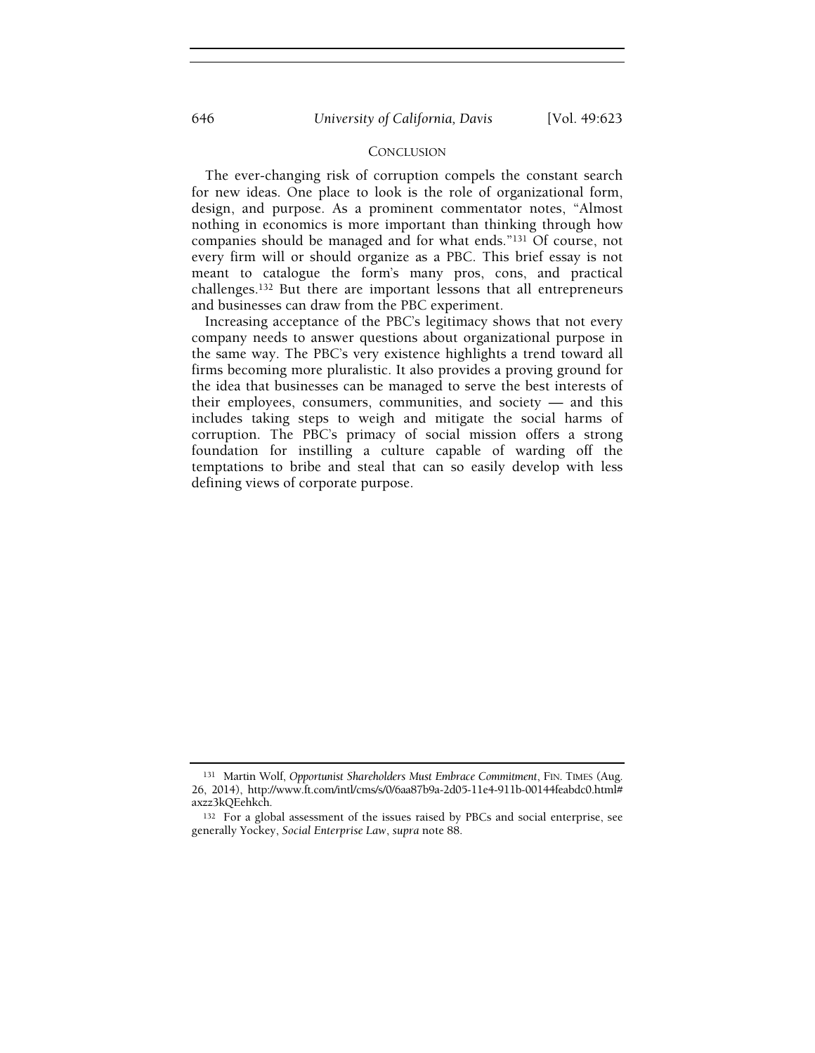## CONCLUSION

The ever-changing risk of corruption compels the constant search for new ideas. One place to look is the role of organizational form, design, and purpose. As a prominent commentator notes, "Almost nothing in economics is more important than thinking through how companies should be managed and for what ends."[131] Of course, not every firm will or should organize as a PBC. This brief essay is not meant to catalogue the form's many pros, cons, and practical challenges.[132] But there are important lessons that all entrepreneurs and businesses can draw from the PBC experiment.

Increasing acceptance of the PBC's legitimacy shows that not every company needs to answer questions about organizational purpose in the same way. The PBC's very existence highlights a trend toward all firms becoming more pluralistic. It also provides a proving ground for the idea that businesses can be managed to serve the best interests of their employees, consumers, communities, and society — and this includes taking steps to weigh and mitigate the social harms of corruption. The PBC's primacy of social mission offers a strong foundation for instilling a culture capable of warding off the temptations to bribe and steal that can so easily develop with less defining views of corporate purpose.

---

[131] Martin Wolf, *Opportunist Shareholders Must Embrace Commitment*, FIN. TIMES (Aug. 26, 2014), http://www.ft.com/intl/cms/s/0/6aa87b9a-2d05-11e4-911b-00144feabdc0.html#axzz3kQEehkch.

[132] For a global assessment of the issues raised by PBCs and social enterprise, see generally Yockey, *Social Enterprise Law*, *supra* note 88.